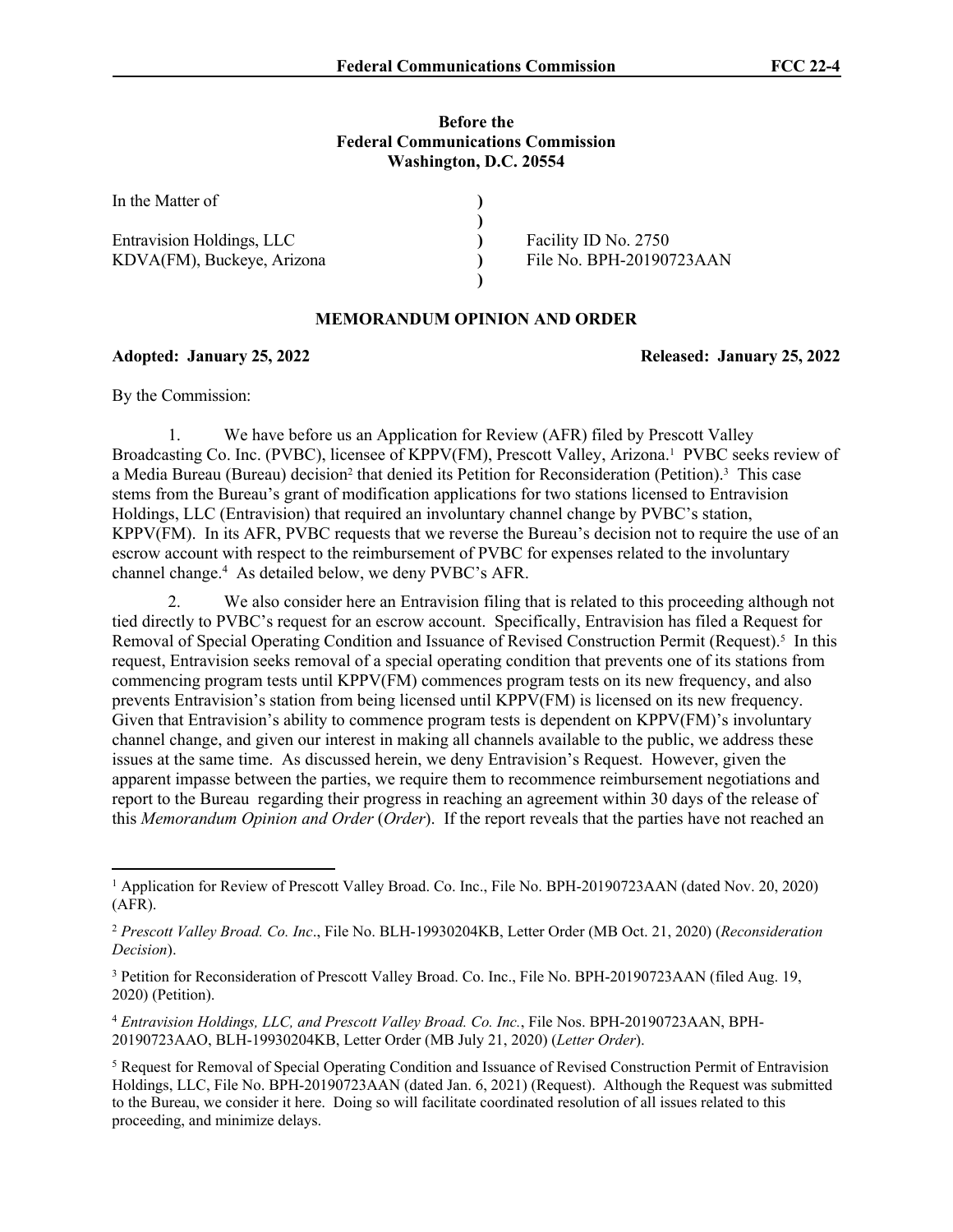**Before the**
**Federal Communications Commission**
**Washington, D.C. 20554**

| | | |
|---|---|---|
| In the Matter of | ) | |
| | ) | |
| Entravision Holdings, LLC | ) | Facility ID No. 2750 |
| KDVA(FM), Buckeye, Arizona | ) | File No. BPH-20190723AAN |
| | ) | |

**MEMORANDUM OPINION AND ORDER**

**Adopted: January 25, 2022** **Released: January 25, 2022**

By the Commission:

1. We have before us an Application for Review (AFR) filed by Prescott Valley Broadcasting Co. Inc. (PVBC), licensee of KPPV(FM), Prescott Valley, Arizona.[1] PVBC seeks review of a Media Bureau (Bureau) decision[2] that denied its Petition for Reconsideration (Petition).[3] This case stems from the Bureau's grant of modification applications for two stations licensed to Entravision Holdings, LLC (Entravision) that required an involuntary channel change by PVBC's station, KPPV(FM). In its AFR, PVBC requests that we reverse the Bureau's decision not to require the use of an escrow account with respect to the reimbursement of PVBC for expenses related to the involuntary channel change.[4] As detailed below, we deny PVBC's AFR.

2. We also consider here an Entravision filing that is related to this proceeding although not tied directly to PVBC's request for an escrow account. Specifically, Entravision has filed a Request for Removal of Special Operating Condition and Issuance of Revised Construction Permit (Request).[5] In this request, Entravision seeks removal of a special operating condition that prevents one of its stations from commencing program tests until KPPV(FM) commences program tests on its new frequency, and also prevents Entravision's station from being licensed until KPPV(FM) is licensed on its new frequency. Given that Entravision's ability to commence program tests is dependent on KPPV(FM)'s involuntary channel change, and given our interest in making all channels available to the public, we address these issues at the same time. As discussed herein, we deny Entravision's Request. However, given the apparent impasse between the parties, we require them to recommence reimbursement negotiations and report to the Bureau regarding their progress in reaching an agreement within 30 days of the release of this *Memorandum Opinion and Order* (*Order*). If the report reveals that the parties have not reached an

[1] Application for Review of Prescott Valley Broad. Co. Inc., File No. BPH-20190723AAN (dated Nov. 20, 2020) (AFR).

[2] *Prescott Valley Broad. Co. Inc*., File No. BLH-19930204KB, Letter Order (MB Oct. 21, 2020) (*Reconsideration Decision*).

[3] Petition for Reconsideration of Prescott Valley Broad. Co. Inc., File No. BPH-20190723AAN (filed Aug. 19, 2020) (Petition).

[4] *Entravision Holdings, LLC, and Prescott Valley Broad. Co. Inc.*, File Nos. BPH-20190723AAN, BPH-20190723AAO, BLH-19930204KB, Letter Order (MB July 21, 2020) (*Letter Order*).

[5] Request for Removal of Special Operating Condition and Issuance of Revised Construction Permit of Entravision Holdings, LLC, File No. BPH-20190723AAN (dated Jan. 6, 2021) (Request). Although the Request was submitted to the Bureau, we consider it here. Doing so will facilitate coordinated resolution of all issues related to this proceeding, and minimize delays.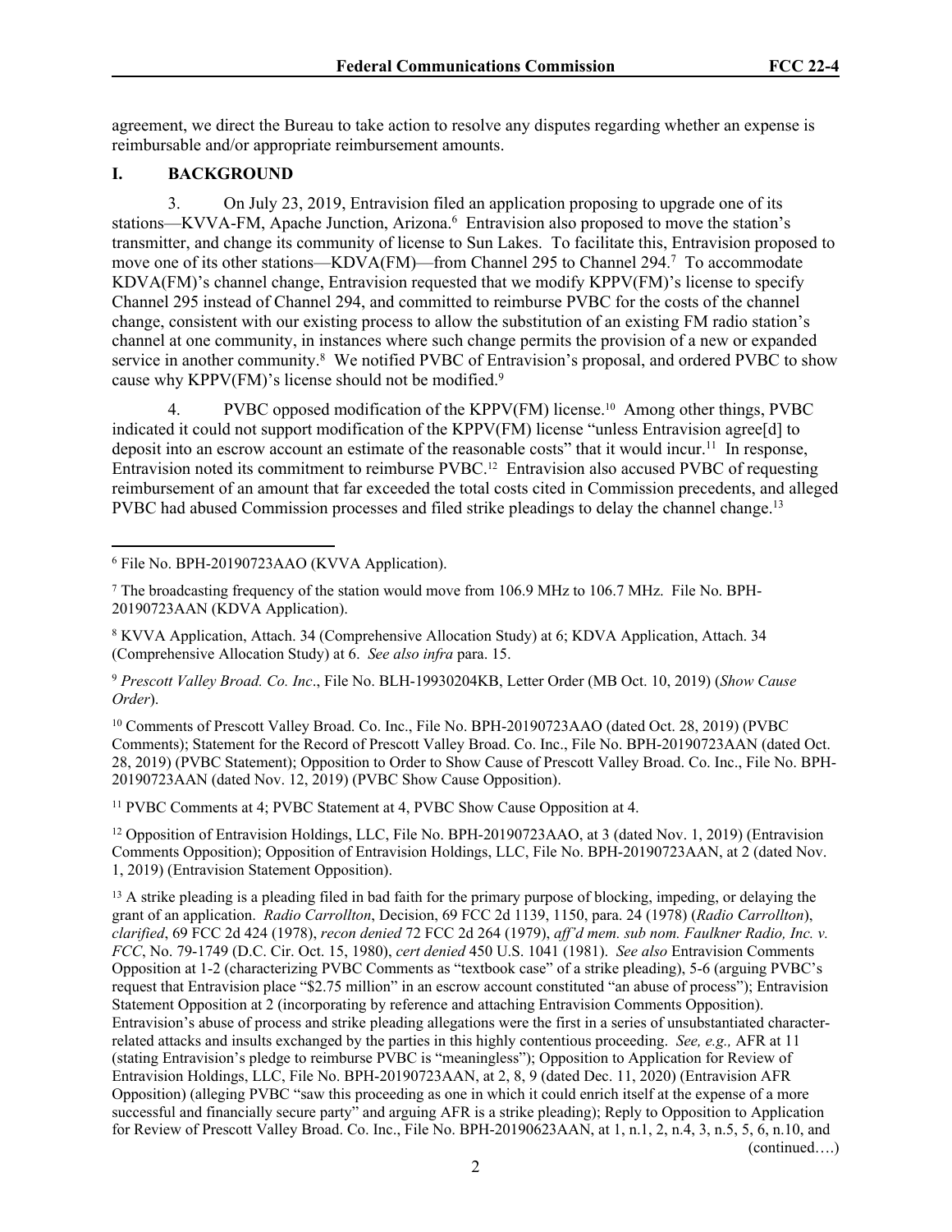agreement, we direct the Bureau to take action to resolve any disputes regarding whether an expense is reimbursable and/or appropriate reimbursement amounts.

## I. BACKGROUND

3. On July 23, 2019, Entravision filed an application proposing to upgrade one of its stations—KVVA-FM, Apache Junction, Arizona.[6] Entravision also proposed to move the station's transmitter, and change its community of license to Sun Lakes. To facilitate this, Entravision proposed to move one of its other stations—KDVA(FM)—from Channel 295 to Channel 294.[7] To accommodate KDVA(FM)'s channel change, Entravision requested that we modify KPPV(FM)'s license to specify Channel 295 instead of Channel 294, and committed to reimburse PVBC for the costs of the channel change, consistent with our existing process to allow the substitution of an existing FM radio station's channel at one community, in instances where such change permits the provision of a new or expanded service in another community.[8] We notified PVBC of Entravision's proposal, and ordered PVBC to show cause why KPPV(FM)'s license should not be modified.[9]

4. PVBC opposed modification of the KPPV(FM) license.[10] Among other things, PVBC indicated it could not support modification of the KPPV(FM) license "unless Entravision agree[d] to deposit into an escrow account an estimate of the reasonable costs" that it would incur.[11] In response, Entravision noted its commitment to reimburse PVBC.[12] Entravision also accused PVBC of requesting reimbursement of an amount that far exceeded the total costs cited in Commission precedents, and alleged PVBC had abused Commission processes and filed strike pleadings to delay the channel change.[13]

---

[6] File No. BPH-20190723AAO (KVVA Application).

[7] The broadcasting frequency of the station would move from 106.9 MHz to 106.7 MHz. File No. BPH-20190723AAN (KDVA Application).

[8] KVVA Application, Attach. 34 (Comprehensive Allocation Study) at 6; KDVA Application, Attach. 34 (Comprehensive Allocation Study) at 6. *See also infra* para. 15.

[9] *Prescott Valley Broad. Co. Inc*., File No. BLH-19930204KB, Letter Order (MB Oct. 10, 2019) (*Show Cause Order*).

[10] Comments of Prescott Valley Broad. Co. Inc., File No. BPH-20190723AAO (dated Oct. 28, 2019) (PVBC Comments); Statement for the Record of Prescott Valley Broad. Co. Inc., File No. BPH-20190723AAN (dated Oct. 28, 2019) (PVBC Statement); Opposition to Order to Show Cause of Prescott Valley Broad. Co. Inc., File No. BPH-20190723AAN (dated Nov. 12, 2019) (PVBC Show Cause Opposition).

[11] PVBC Comments at 4; PVBC Statement at 4, PVBC Show Cause Opposition at 4.

[12] Opposition of Entravision Holdings, LLC, File No. BPH-20190723AAO, at 3 (dated Nov. 1, 2019) (Entravision Comments Opposition); Opposition of Entravision Holdings, LLC, File No. BPH-20190723AAN, at 2 (dated Nov. 1, 2019) (Entravision Statement Opposition).

[13] A strike pleading is a pleading filed in bad faith for the primary purpose of blocking, impeding, or delaying the grant of an application. *Radio Carrollton*, Decision, 69 FCC 2d 1139, 1150, para. 24 (1978) (*Radio Carrollton*), *clarified*, 69 FCC 2d 424 (1978), *recon denied* 72 FCC 2d 264 (1979), *aff'd mem. sub nom. Faulkner Radio, Inc. v. FCC*, No. 79-1749 (D.C. Cir. Oct. 15, 1980), *cert denied* 450 U.S. 1041 (1981). *See also* Entravision Comments Opposition at 1-2 (characterizing PVBC Comments as "textbook case" of a strike pleading), 5-6 (arguing PVBC's request that Entravision place "$2.75 million" in an escrow account constituted "an abuse of process"); Entravision Statement Opposition at 2 (incorporating by reference and attaching Entravision Comments Opposition). Entravision's abuse of process and strike pleading allegations were the first in a series of unsubstantiated character-related attacks and insults exchanged by the parties in this highly contentious proceeding. *See, e.g.,* AFR at 11 (stating Entravision's pledge to reimburse PVBC is "meaningless"); Opposition to Application for Review of Entravision Holdings, LLC, File No. BPH-20190723AAN, at 2, 8, 9 (dated Dec. 11, 2020) (Entravision AFR Opposition) (alleging PVBC "saw this proceeding as one in which it could enrich itself at the expense of a more successful and financially secure party" and arguing AFR is a strike pleading); Reply to Opposition to Application for Review of Prescott Valley Broad. Co. Inc., File No. BPH-20190623AAN, at 1, n.1, 2, n.4, 3, n.5, 5, 6, n.10, and (continued….)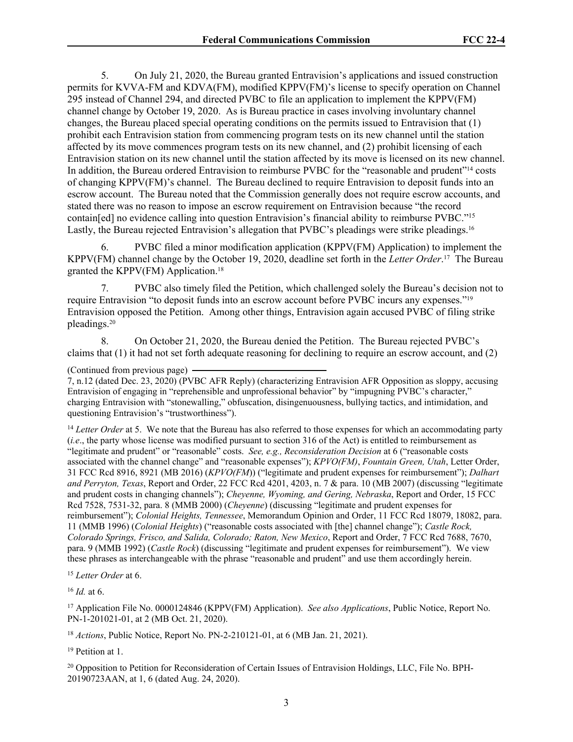5. On July 21, 2020, the Bureau granted Entravision's applications and issued construction permits for KVVA-FM and KDVA(FM), modified KPPV(FM)'s license to specify operation on Channel 295 instead of Channel 294, and directed PVBC to file an application to implement the KPPV(FM) channel change by October 19, 2020. As is Bureau practice in cases involving involuntary channel changes, the Bureau placed special operating conditions on the permits issued to Entravision that (1) prohibit each Entravision station from commencing program tests on its new channel until the station affected by its move commences program tests on its new channel, and (2) prohibit licensing of each Entravision station on its new channel until the station affected by its move is licensed on its new channel. In addition, the Bureau ordered Entravision to reimburse PVBC for the "reasonable and prudent"[14] costs of changing KPPV(FM)'s channel. The Bureau declined to require Entravision to deposit funds into an escrow account. The Bureau noted that the Commission generally does not require escrow accounts, and stated there was no reason to impose an escrow requirement on Entravision because "the record contain[ed] no evidence calling into question Entravision's financial ability to reimburse PVBC."[15] Lastly, the Bureau rejected Entravision's allegation that PVBC's pleadings were strike pleadings.[16]

6. PVBC filed a minor modification application (KPPV(FM) Application) to implement the KPPV(FM) channel change by the October 19, 2020, deadline set forth in the *Letter Order*.[17] The Bureau granted the KPPV(FM) Application.[18]

7. PVBC also timely filed the Petition, which challenged solely the Bureau's decision not to require Entravision "to deposit funds into an escrow account before PVBC incurs any expenses."[19] Entravision opposed the Petition. Among other things, Entravision again accused PVBC of filing strike pleadings.[20]

8. On October 21, 2020, the Bureau denied the Petition. The Bureau rejected PVBC's claims that (1) it had not set forth adequate reasoning for declining to require an escrow account, and (2)

(Continued from previous page)
7, n.12 (dated Dec. 23, 2020) (PVBC AFR Reply) (characterizing Entravision AFR Opposition as sloppy, accusing Entravision of engaging in "reprehensible and unprofessional behavior" by "impugning PVBC's character," charging Entravision with "stonewalling," obfuscation, disingenuousness, bullying tactics, and intimidation, and questioning Entravision's "trustworthiness").

[14] *Letter Order* at 5. We note that the Bureau has also referred to those expenses for which an accommodating party (*i.e*., the party whose license was modified pursuant to section 316 of the Act) is entitled to reimbursement as "legitimate and prudent" or "reasonable" costs. *See, e.g., Reconsideration Decision* at 6 ("reasonable costs associated with the channel change" and "reasonable expenses"); *KPVO(FM)*, *Fountain Green, Utah*, Letter Order, 31 FCC Rcd 8916, 8921 (MB 2016) (*KPVO(FM)*) ("legitimate and prudent expenses for reimbursement"); *Dalhart and Perryton, Texas*, Report and Order, 22 FCC Rcd 4201, 4203, n. 7 & para. 10 (MB 2007) (discussing "legitimate and prudent costs in changing channels"); *Cheyenne, Wyoming, and Gering, Nebraska*, Report and Order, 15 FCC Rcd 7528, 7531-32, para. 8 (MMB 2000) (*Cheyenne*) (discussing "legitimate and prudent expenses for reimbursement"); *Colonial Heights, Tennessee*, Memorandum Opinion and Order, 11 FCC Rcd 18079, 18082, para. 11 (MMB 1996) (*Colonial Heights*) ("reasonable costs associated with [the] channel change"); *Castle Rock, Colorado Springs, Frisco, and Salida, Colorado; Raton, New Mexico*, Report and Order, 7 FCC Rcd 7688, 7670, para. 9 (MMB 1992) (*Castle Rock*) (discussing "legitimate and prudent expenses for reimbursement"). We view these phrases as interchangeable with the phrase "reasonable and prudent" and use them accordingly herein.

[15] *Letter Order* at 6.

[16] *Id.* at 6.

[17] Application File No. 0000124846 (KPPV(FM) Application). *See also Applications*, Public Notice, Report No. PN-1-201021-01, at 2 (MB Oct. 21, 2020).

[18] *Actions*, Public Notice, Report No. PN-2-210121-01, at 6 (MB Jan. 21, 2021).

[19] Petition at 1.

[20] Opposition to Petition for Reconsideration of Certain Issues of Entravision Holdings, LLC, File No. BPH-20190723AAN, at 1, 6 (dated Aug. 24, 2020).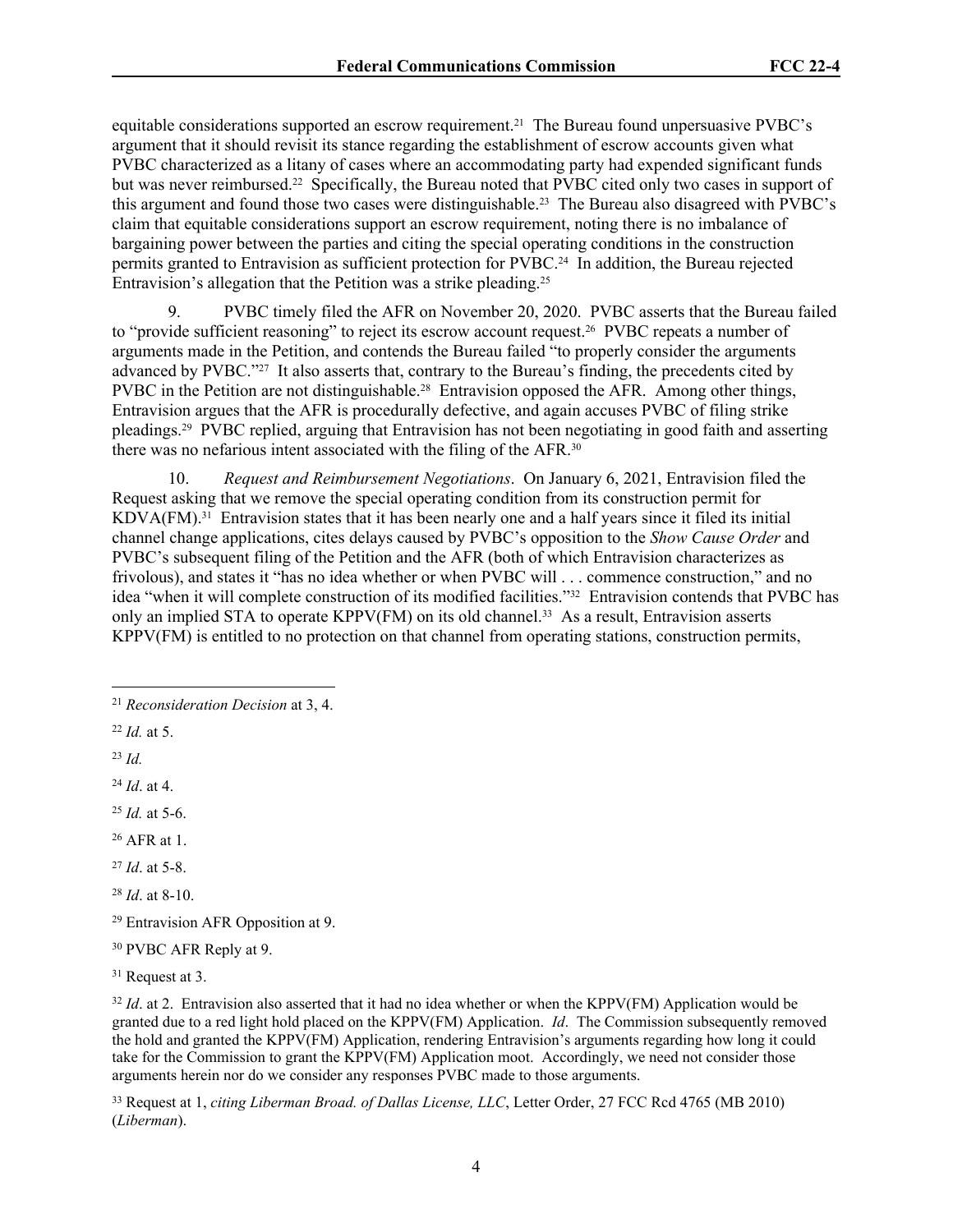equitable considerations supported an escrow requirement.[21] The Bureau found unpersuasive PVBC's argument that it should revisit its stance regarding the establishment of escrow accounts given what PVBC characterized as a litany of cases where an accommodating party had expended significant funds but was never reimbursed.[22] Specifically, the Bureau noted that PVBC cited only two cases in support of this argument and found those two cases were distinguishable.[23] The Bureau also disagreed with PVBC's claim that equitable considerations support an escrow requirement, noting there is no imbalance of bargaining power between the parties and citing the special operating conditions in the construction permits granted to Entravision as sufficient protection for PVBC.[24] In addition, the Bureau rejected Entravision's allegation that the Petition was a strike pleading.[25]

9. PVBC timely filed the AFR on November 20, 2020. PVBC asserts that the Bureau failed to "provide sufficient reasoning" to reject its escrow account request.[26] PVBC repeats a number of arguments made in the Petition, and contends the Bureau failed "to properly consider the arguments advanced by PVBC."[27] It also asserts that, contrary to the Bureau's finding, the precedents cited by PVBC in the Petition are not distinguishable.[28] Entravision opposed the AFR. Among other things, Entravision argues that the AFR is procedurally defective, and again accuses PVBC of filing strike pleadings.[29] PVBC replied, arguing that Entravision has not been negotiating in good faith and asserting there was no nefarious intent associated with the filing of the AFR.[30]

10. *Request and Reimbursement Negotiations*. On January 6, 2021, Entravision filed the Request asking that we remove the special operating condition from its construction permit for KDVA(FM).[31] Entravision states that it has been nearly one and a half years since it filed its initial channel change applications, cites delays caused by PVBC's opposition to the *Show Cause Order* and PVBC's subsequent filing of the Petition and the AFR (both of which Entravision characterizes as frivolous), and states it "has no idea whether or when PVBC will . . . commence construction," and no idea "when it will complete construction of its modified facilities."[32] Entravision contends that PVBC has only an implied STA to operate KPPV(FM) on its old channel.[33] As a result, Entravision asserts KPPV(FM) is entitled to no protection on that channel from operating stations, construction permits,

---

[21] *Reconsideration Decision* at 3, 4.

[22] *Id.* at 5.

[23] *Id.*

[24] *Id*. at 4.

[25] *Id.* at 5-6.

[26] AFR at 1.

[27] *Id*. at 5-8.

[28] *Id*. at 8-10.

[29] Entravision AFR Opposition at 9.

[30] PVBC AFR Reply at 9.

[31] Request at 3.

[32] *Id*. at 2. Entravision also asserted that it had no idea whether or when the KPPV(FM) Application would be granted due to a red light hold placed on the KPPV(FM) Application. *Id*. The Commission subsequently removed the hold and granted the KPPV(FM) Application, rendering Entravision's arguments regarding how long it could take for the Commission to grant the KPPV(FM) Application moot. Accordingly, we need not consider those arguments herein nor do we consider any responses PVBC made to those arguments.

[33] Request at 1, *citing Liberman Broad. of Dallas License, LLC*, Letter Order, 27 FCC Rcd 4765 (MB 2010) (*Liberman*).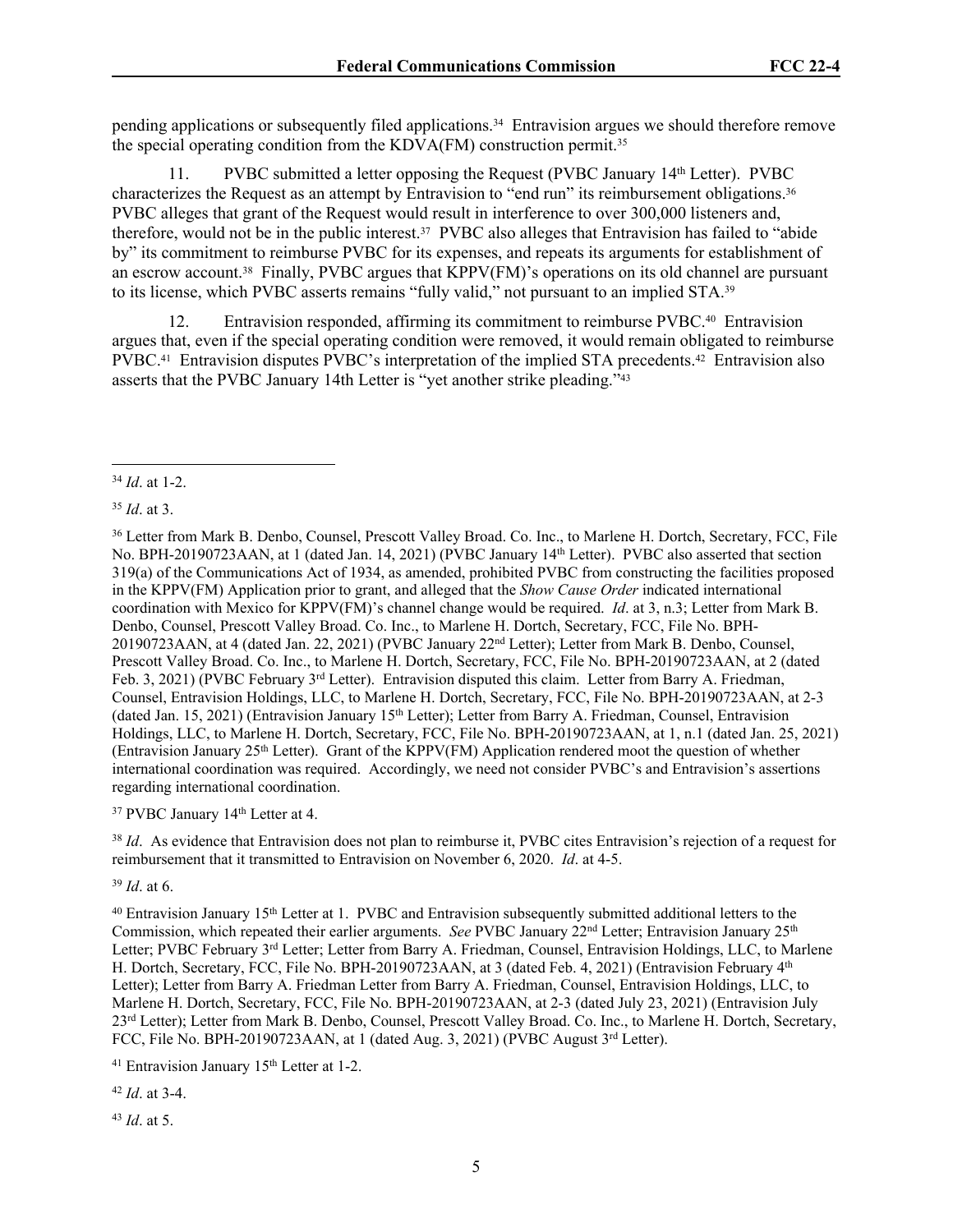pending applications or subsequently filed applications.[34] Entravision argues we should therefore remove the special operating condition from the KDVA(FM) construction permit.[35]

11. PVBC submitted a letter opposing the Request (PVBC January 14th Letter). PVBC characterizes the Request as an attempt by Entravision to "end run" its reimbursement obligations.[36] PVBC alleges that grant of the Request would result in interference to over 300,000 listeners and, therefore, would not be in the public interest.[37] PVBC also alleges that Entravision has failed to "abide by" its commitment to reimburse PVBC for its expenses, and repeats its arguments for establishment of an escrow account.[38] Finally, PVBC argues that KPPV(FM)'s operations on its old channel are pursuant to its license, which PVBC asserts remains "fully valid," not pursuant to an implied STA.[39]

12. Entravision responded, affirming its commitment to reimburse PVBC.[40] Entravision argues that, even if the special operating condition were removed, it would remain obligated to reimburse PVBC.[41] Entravision disputes PVBC's interpretation of the implied STA precedents.[42] Entravision also asserts that the PVBC January 14th Letter is "yet another strike pleading."[43]

---

[34] *Id*. at 1-2.

[35] *Id*. at 3.

[36] Letter from Mark B. Denbo, Counsel, Prescott Valley Broad. Co. Inc., to Marlene H. Dortch, Secretary, FCC, File No. BPH-20190723AAN, at 1 (dated Jan. 14, 2021) (PVBC January 14th Letter). PVBC also asserted that section 319(a) of the Communications Act of 1934, as amended, prohibited PVBC from constructing the facilities proposed in the KPPV(FM) Application prior to grant, and alleged that the *Show Cause Order* indicated international coordination with Mexico for KPPV(FM)'s channel change would be required. *Id*. at 3, n.3; Letter from Mark B. Denbo, Counsel, Prescott Valley Broad. Co. Inc., to Marlene H. Dortch, Secretary, FCC, File No. BPH-20190723AAN, at 4 (dated Jan. 22, 2021) (PVBC January 22nd Letter); Letter from Mark B. Denbo, Counsel, Prescott Valley Broad. Co. Inc., to Marlene H. Dortch, Secretary, FCC, File No. BPH-20190723AAN, at 2 (dated Feb. 3, 2021) (PVBC February 3rd Letter). Entravision disputed this claim. Letter from Barry A. Friedman, Counsel, Entravision Holdings, LLC, to Marlene H. Dortch, Secretary, FCC, File No. BPH-20190723AAN, at 2-3 (dated Jan. 15, 2021) (Entravision January 15th Letter); Letter from Barry A. Friedman, Counsel, Entravision Holdings, LLC, to Marlene H. Dortch, Secretary, FCC, File No. BPH-20190723AAN, at 1, n.1 (dated Jan. 25, 2021) (Entravision January 25th Letter). Grant of the KPPV(FM) Application rendered moot the question of whether international coordination was required. Accordingly, we need not consider PVBC's and Entravision's assertions regarding international coordination.

[37] PVBC January 14th Letter at 4.

[38] *Id*. As evidence that Entravision does not plan to reimburse it, PVBC cites Entravision's rejection of a request for reimbursement that it transmitted to Entravision on November 6, 2020. *Id*. at 4-5.

[39] *Id*. at 6.

[40] Entravision January 15th Letter at 1. PVBC and Entravision subsequently submitted additional letters to the Commission, which repeated their earlier arguments. *See* PVBC January 22nd Letter; Entravision January 25th Letter; PVBC February 3rd Letter; Letter from Barry A. Friedman, Counsel, Entravision Holdings, LLC, to Marlene H. Dortch, Secretary, FCC, File No. BPH-20190723AAN, at 3 (dated Feb. 4, 2021) (Entravision February 4th Letter); Letter from Barry A. Friedman Letter from Barry A. Friedman, Counsel, Entravision Holdings, LLC, to Marlene H. Dortch, Secretary, FCC, File No. BPH-20190723AAN, at 2-3 (dated July 23, 2021) (Entravision July 23rd Letter); Letter from Mark B. Denbo, Counsel, Prescott Valley Broad. Co. Inc., to Marlene H. Dortch, Secretary, FCC, File No. BPH-20190723AAN, at 1 (dated Aug. 3, 2021) (PVBC August 3rd Letter).

[41] Entravision January 15th Letter at 1-2.

[42] *Id*. at 3-4.

[43] *Id*. at 5.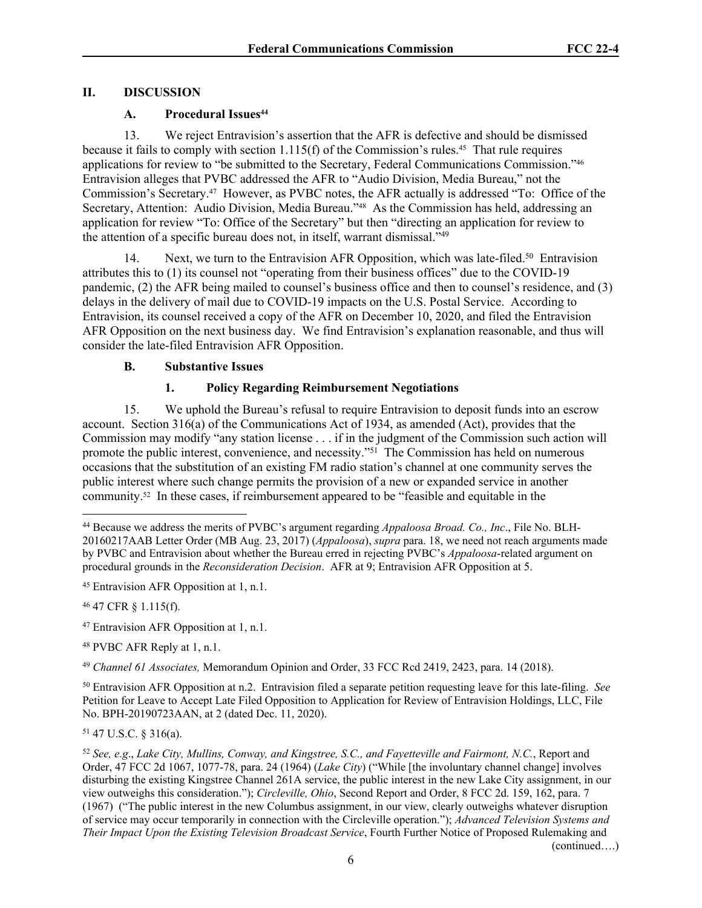## II. DISCUSSION

### A. Procedural Issues[44]

13. We reject Entravision's assertion that the AFR is defective and should be dismissed because it fails to comply with section 1.115(f) of the Commission's rules.[45] That rule requires applications for review to "be submitted to the Secretary, Federal Communications Commission."[46] Entravision alleges that PVBC addressed the AFR to "Audio Division, Media Bureau," not the Commission's Secretary.[47] However, as PVBC notes, the AFR actually is addressed "To: Office of the Secretary, Attention: Audio Division, Media Bureau."[48] As the Commission has held, addressing an application for review "To: Office of the Secretary" but then "directing an application for review to the attention of a specific bureau does not, in itself, warrant dismissal."[49]

14. Next, we turn to the Entravision AFR Opposition, which was late-filed.[50] Entravision attributes this to (1) its counsel not "operating from their business offices" due to the COVID-19 pandemic, (2) the AFR being mailed to counsel's business office and then to counsel's residence, and (3) delays in the delivery of mail due to COVID-19 impacts on the U.S. Postal Service. According to Entravision, its counsel received a copy of the AFR on December 10, 2020, and filed the Entravision AFR Opposition on the next business day. We find Entravision's explanation reasonable, and thus will consider the late-filed Entravision AFR Opposition.

### B. Substantive Issues

#### 1. Policy Regarding Reimbursement Negotiations

15. We uphold the Bureau's refusal to require Entravision to deposit funds into an escrow account. Section 316(a) of the Communications Act of 1934, as amended (Act), provides that the Commission may modify "any station license . . . if in the judgment of the Commission such action will promote the public interest, convenience, and necessity."[51] The Commission has held on numerous occasions that the substitution of an existing FM radio station's channel at one community serves the public interest where such change permits the provision of a new or expanded service in another community.[52] In these cases, if reimbursement appeared to be "feasible and equitable in the

---

[44] Because we address the merits of PVBC's argument regarding *Appaloosa Broad. Co., Inc*., File No. BLH-20160217AAB Letter Order (MB Aug. 23, 2017) (*Appaloosa*), *supra* para. 18, we need not reach arguments made by PVBC and Entravision about whether the Bureau erred in rejecting PVBC's *Appaloosa*-related argument on procedural grounds in the *Reconsideration Decision*. AFR at 9; Entravision AFR Opposition at 5.

[45] Entravision AFR Opposition at 1, n.1.

[46] 47 CFR § 1.115(f).

[47] Entravision AFR Opposition at 1, n.1.

[48] PVBC AFR Reply at 1, n.1.

[49] *Channel 61 Associates,* Memorandum Opinion and Order, 33 FCC Rcd 2419, 2423, para. 14 (2018).

[50] Entravision AFR Opposition at n.2. Entravision filed a separate petition requesting leave for this late-filing. *See* Petition for Leave to Accept Late Filed Opposition to Application for Review of Entravision Holdings, LLC, File No. BPH-20190723AAN, at 2 (dated Dec. 11, 2020).

[51] 47 U.S.C. § 316(a).

[52] *See, e.g*., *Lake City, Mullins, Conway, and Kingstree, S.C., and Fayetteville and Fairmont, N.C.*, Report and Order, 47 FCC 2d 1067, 1077-78, para. 24 (1964) (*Lake City*) ("While [the involuntary channel change] involves disturbing the existing Kingstree Channel 261A service, the public interest in the new Lake City assignment, in our view outweighs this consideration."); *Circleville, Ohio*, Second Report and Order, 8 FCC 2d. 159, 162, para. 7 (1967) ("The public interest in the new Columbus assignment, in our view, clearly outweighs whatever disruption of service may occur temporarily in connection with the Circleville operation."); *Advanced Television Systems and Their Impact Upon the Existing Television Broadcast Service*, Fourth Further Notice of Proposed Rulemaking and

(continued….)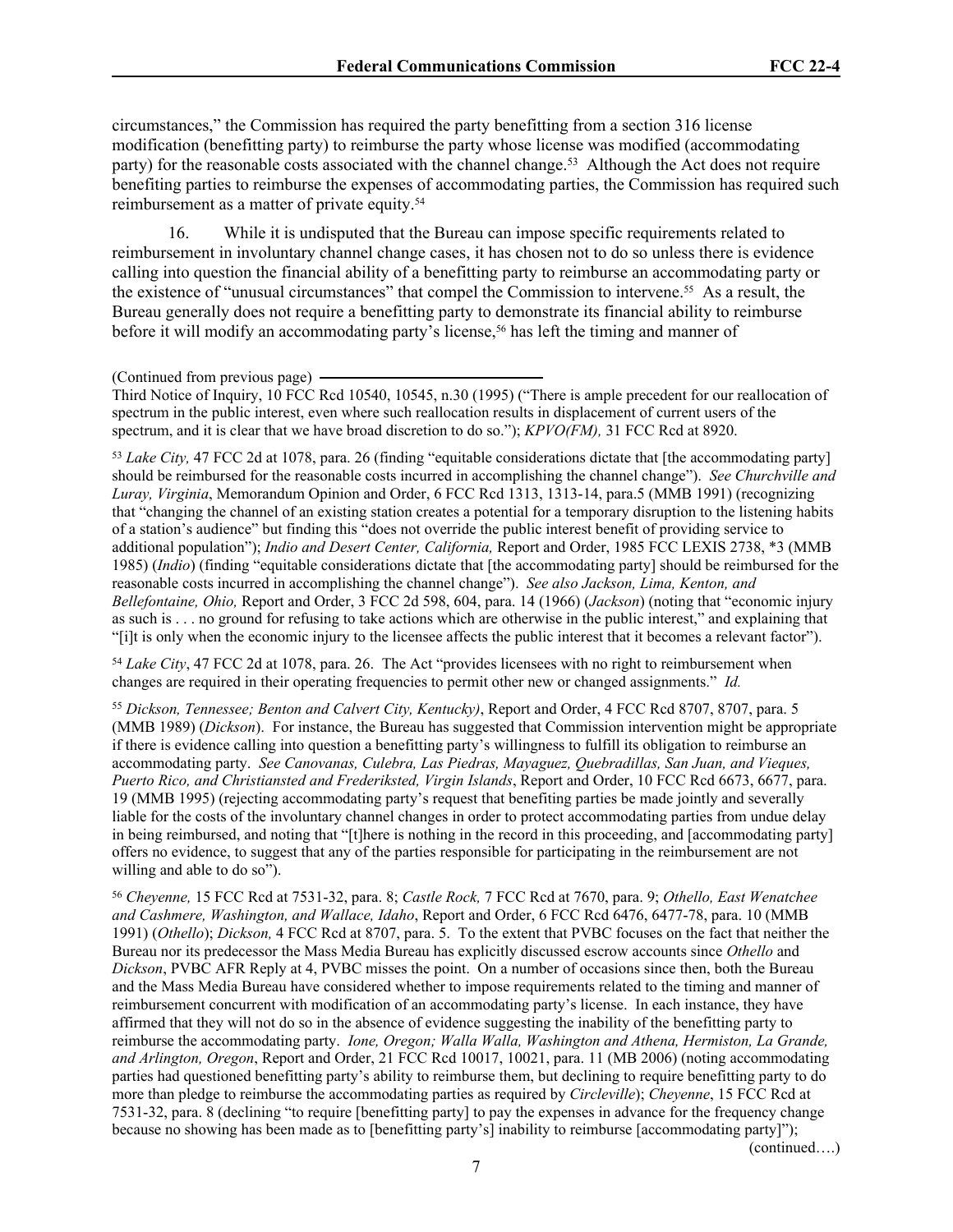circumstances," the Commission has required the party benefitting from a section 316 license modification (benefitting party) to reimburse the party whose license was modified (accommodating party) for the reasonable costs associated with the channel change.[53] Although the Act does not require benefiting parties to reimburse the expenses of accommodating parties, the Commission has required such reimbursement as a matter of private equity.[54]

16. While it is undisputed that the Bureau can impose specific requirements related to reimbursement in involuntary channel change cases, it has chosen not to do so unless there is evidence calling into question the financial ability of a benefitting party to reimburse an accommodating party or the existence of "unusual circumstances" that compel the Commission to intervene.[55] As a result, the Bureau generally does not require a benefitting party to demonstrate its financial ability to reimburse before it will modify an accommodating party's license,[56] has left the timing and manner of

---

(Continued from previous page)
Third Notice of Inquiry, 10 FCC Rcd 10540, 10545, n.30 (1995) ("There is ample precedent for our reallocation of spectrum in the public interest, even where such reallocation results in displacement of current users of the spectrum, and it is clear that we have broad discretion to do so."); *KPVO(FM),* 31 FCC Rcd at 8920.

[53] *Lake City,* 47 FCC 2d at 1078, para. 26 (finding "equitable considerations dictate that [the accommodating party] should be reimbursed for the reasonable costs incurred in accomplishing the channel change"). *See Churchville and Luray, Virginia*, Memorandum Opinion and Order, 6 FCC Rcd 1313, 1313-14, para.5 (MMB 1991) (recognizing that "changing the channel of an existing station creates a potential for a temporary disruption to the listening habits of a station's audience" but finding this "does not override the public interest benefit of providing service to additional population"); *Indio and Desert Center, California,* Report and Order, 1985 FCC LEXIS 2738, *3 (MMB 1985) (*Indio*) (finding "equitable considerations dictate that [the accommodating party] should be reimbursed for the reasonable costs incurred in accomplishing the channel change"). *See also Jackson, Lima, Kenton, and Bellefontaine, Ohio,* Report and Order, 3 FCC 2d 598, 604, para. 14 (1966) (*Jackson*) (noting that "economic injury as such is . . . no ground for refusing to take actions which are otherwise in the public interest," and explaining that "[i]t is only when the economic injury to the licensee affects the public interest that it becomes a relevant factor").

[54] *Lake City*, 47 FCC 2d at 1078, para. 26. The Act "provides licensees with no right to reimbursement when changes are required in their operating frequencies to permit other new or changed assignments." *Id.*

[55] *Dickson, Tennessee; Benton and Calvert City, Kentucky)*, Report and Order, 4 FCC Rcd 8707, 8707, para. 5 (MMB 1989) (*Dickson*). For instance, the Bureau has suggested that Commission intervention might be appropriate if there is evidence calling into question a benefitting party's willingness to fulfill its obligation to reimburse an accommodating party. *See Canovanas, Culebra, Las Piedras, Mayaguez, Quebradillas, San Juan, and Vieques, Puerto Rico, and Christiansted and Frederiksted, Virgin Islands*, Report and Order, 10 FCC Rcd 6673, 6677, para. 19 (MMB 1995) (rejecting accommodating party's request that benefiting parties be made jointly and severally liable for the costs of the involuntary channel changes in order to protect accommodating parties from undue delay in being reimbursed, and noting that "[t]here is nothing in the record in this proceeding, and [accommodating party] offers no evidence, to suggest that any of the parties responsible for participating in the reimbursement are not willing and able to do so").

[56] *Cheyenne,* 15 FCC Rcd at 7531-32, para. 8; *Castle Rock,* 7 FCC Rcd at 7670, para. 9; *Othello, East Wenatchee and Cashmere, Washington, and Wallace, Idaho*, Report and Order, 6 FCC Rcd 6476, 6477-78, para. 10 (MMB 1991) (*Othello*); *Dickson,* 4 FCC Rcd at 8707, para. 5. To the extent that PVBC focuses on the fact that neither the Bureau nor its predecessor the Mass Media Bureau has explicitly discussed escrow accounts since *Othello* and *Dickson*, PVBC AFR Reply at 4, PVBC misses the point. On a number of occasions since then, both the Bureau and the Mass Media Bureau have considered whether to impose requirements related to the timing and manner of reimbursement concurrent with modification of an accommodating party's license. In each instance, they have affirmed that they will not do so in the absence of evidence suggesting the inability of the benefitting party to reimburse the accommodating party. *Ione, Oregon; Walla Walla, Washington and Athena, Hermiston, La Grande, and Arlington, Oregon*, Report and Order, 21 FCC Rcd 10017, 10021, para. 11 (MB 2006) (noting accommodating parties had questioned benefitting party's ability to reimburse them, but declining to require benefitting party to do more than pledge to reimburse the accommodating parties as required by *Circleville*); *Cheyenne*, 15 FCC Rcd at 7531-32, para. 8 (declining "to require [benefitting party] to pay the expenses in advance for the frequency change because no showing has been made as to [benefitting party's] inability to reimburse [accommodating party]");

(continued….)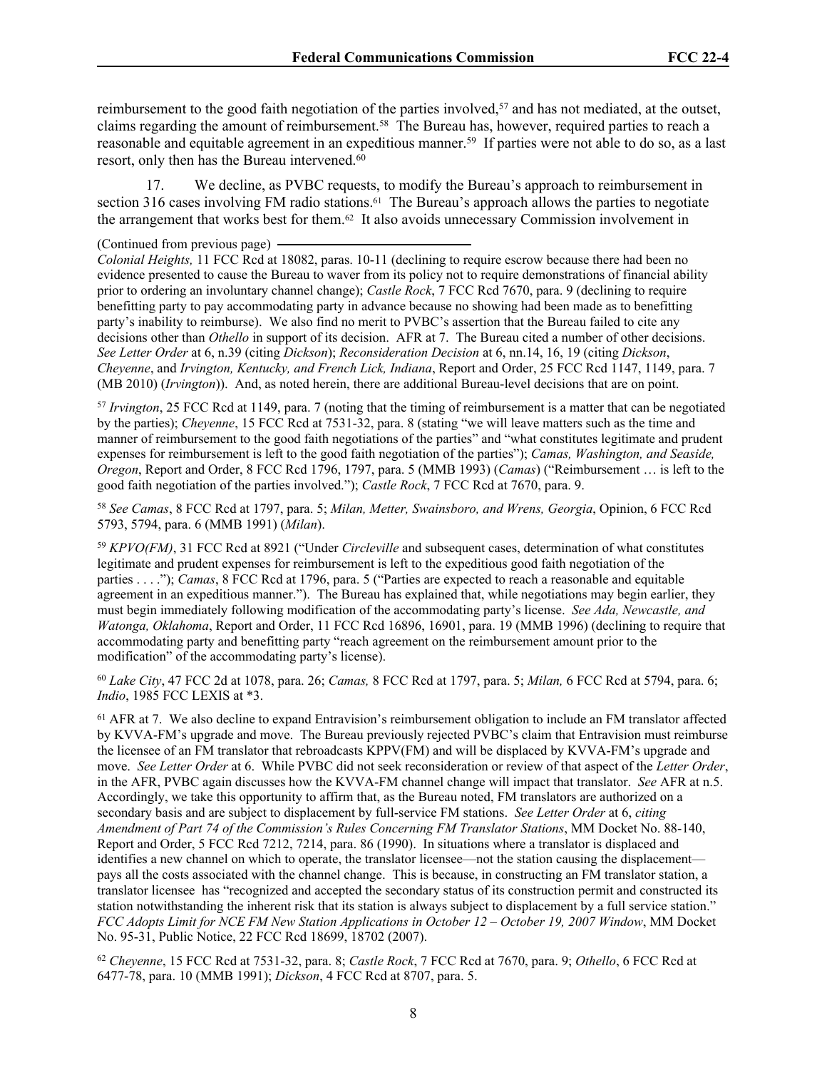reimbursement to the good faith negotiation of the parties involved,[57] and has not mediated, at the outset, claims regarding the amount of reimbursement.[58] The Bureau has, however, required parties to reach a reasonable and equitable agreement in an expeditious manner.[59] If parties were not able to do so, as a last resort, only then has the Bureau intervened.[60]

17. We decline, as PVBC requests, to modify the Bureau's approach to reimbursement in section 316 cases involving FM radio stations.[61] The Bureau's approach allows the parties to negotiate the arrangement that works best for them.[62] It also avoids unnecessary Commission involvement in

(Continued from previous page)

*Colonial Heights,* 11 FCC Rcd at 18082, paras. 10-11 (declining to require escrow because there had been no evidence presented to cause the Bureau to waver from its policy not to require demonstrations of financial ability prior to ordering an involuntary channel change); *Castle Rock*, 7 FCC Rcd 7670, para. 9 (declining to require benefitting party to pay accommodating party in advance because no showing had been made as to benefitting party's inability to reimburse). We also find no merit to PVBC's assertion that the Bureau failed to cite any decisions other than *Othello* in support of its decision. AFR at 7. The Bureau cited a number of other decisions. *See Letter Order* at 6, n.39 (citing *Dickson*); *Reconsideration Decision* at 6, nn.14, 16, 19 (citing *Dickson*, *Cheyenne*, and *Irvington, Kentucky, and French Lick, Indiana*, Report and Order, 25 FCC Rcd 1147, 1149, para. 7 (MB 2010) (*Irvington*)). And, as noted herein, there are additional Bureau-level decisions that are on point.

[57] *Irvington*, 25 FCC Rcd at 1149, para. 7 (noting that the timing of reimbursement is a matter that can be negotiated by the parties); *Cheyenne*, 15 FCC Rcd at 7531-32, para. 8 (stating "we will leave matters such as the time and manner of reimbursement to the good faith negotiations of the parties" and "what constitutes legitimate and prudent expenses for reimbursement is left to the good faith negotiation of the parties"); *Camas, Washington, and Seaside, Oregon*, Report and Order, 8 FCC Rcd 1796, 1797, para. 5 (MMB 1993) (*Camas*) ("Reimbursement … is left to the good faith negotiation of the parties involved."); *Castle Rock*, 7 FCC Rcd at 7670, para. 9.

[58] *See Camas*, 8 FCC Rcd at 1797, para. 5; *Milan, Metter, Swainsboro, and Wrens, Georgia*, Opinion, 6 FCC Rcd 5793, 5794, para. 6 (MMB 1991) (*Milan*).

[59] *KPVO(FM)*, 31 FCC Rcd at 8921 ("Under *Circleville* and subsequent cases, determination of what constitutes legitimate and prudent expenses for reimbursement is left to the expeditious good faith negotiation of the parties . . . ."); *Camas*, 8 FCC Rcd at 1796, para. 5 ("Parties are expected to reach a reasonable and equitable agreement in an expeditious manner."). The Bureau has explained that, while negotiations may begin earlier, they must begin immediately following modification of the accommodating party's license. *See Ada, Newcastle, and Watonga, Oklahoma*, Report and Order, 11 FCC Rcd 16896, 16901, para. 19 (MMB 1996) (declining to require that accommodating party and benefitting party "reach agreement on the reimbursement amount prior to the modification" of the accommodating party's license).

[60] *Lake City*, 47 FCC 2d at 1078, para. 26; *Camas,* 8 FCC Rcd at 1797, para. 5; *Milan,* 6 FCC Rcd at 5794, para. 6; *Indio*, 1985 FCC LEXIS at *3.

[61] AFR at 7. We also decline to expand Entravision's reimbursement obligation to include an FM translator affected by KVVA-FM's upgrade and move. The Bureau previously rejected PVBC's claim that Entravision must reimburse the licensee of an FM translator that rebroadcasts KPPV(FM) and will be displaced by KVVA-FM's upgrade and move. *See Letter Order* at 6. While PVBC did not seek reconsideration or review of that aspect of the *Letter Order*, in the AFR, PVBC again discusses how the KVVA-FM channel change will impact that translator. *See* AFR at n.5. Accordingly, we take this opportunity to affirm that, as the Bureau noted, FM translators are authorized on a secondary basis and are subject to displacement by full-service FM stations. *See Letter Order* at 6, *citing Amendment of Part 74 of the Commission's Rules Concerning FM Translator Stations*, MM Docket No. 88-140, Report and Order, 5 FCC Rcd 7212, 7214, para. 86 (1990). In situations where a translator is displaced and identifies a new channel on which to operate, the translator licensee—not the station causing the displacement—pays all the costs associated with the channel change. This is because, in constructing an FM translator station, a translator licensee has "recognized and accepted the secondary status of its construction permit and constructed its station notwithstanding the inherent risk that its station is always subject to displacement by a full service station." *FCC Adopts Limit for NCE FM New Station Applications in October 12 – October 19, 2007 Window*, MM Docket No. 95-31, Public Notice, 22 FCC Rcd 18699, 18702 (2007).

[62] *Cheyenne*, 15 FCC Rcd at 7531-32, para. 8; *Castle Rock*, 7 FCC Rcd at 7670, para. 9; *Othello*, 6 FCC Rcd at 6477-78, para. 10 (MMB 1991); *Dickson*, 4 FCC Rcd at 8707, para. 5.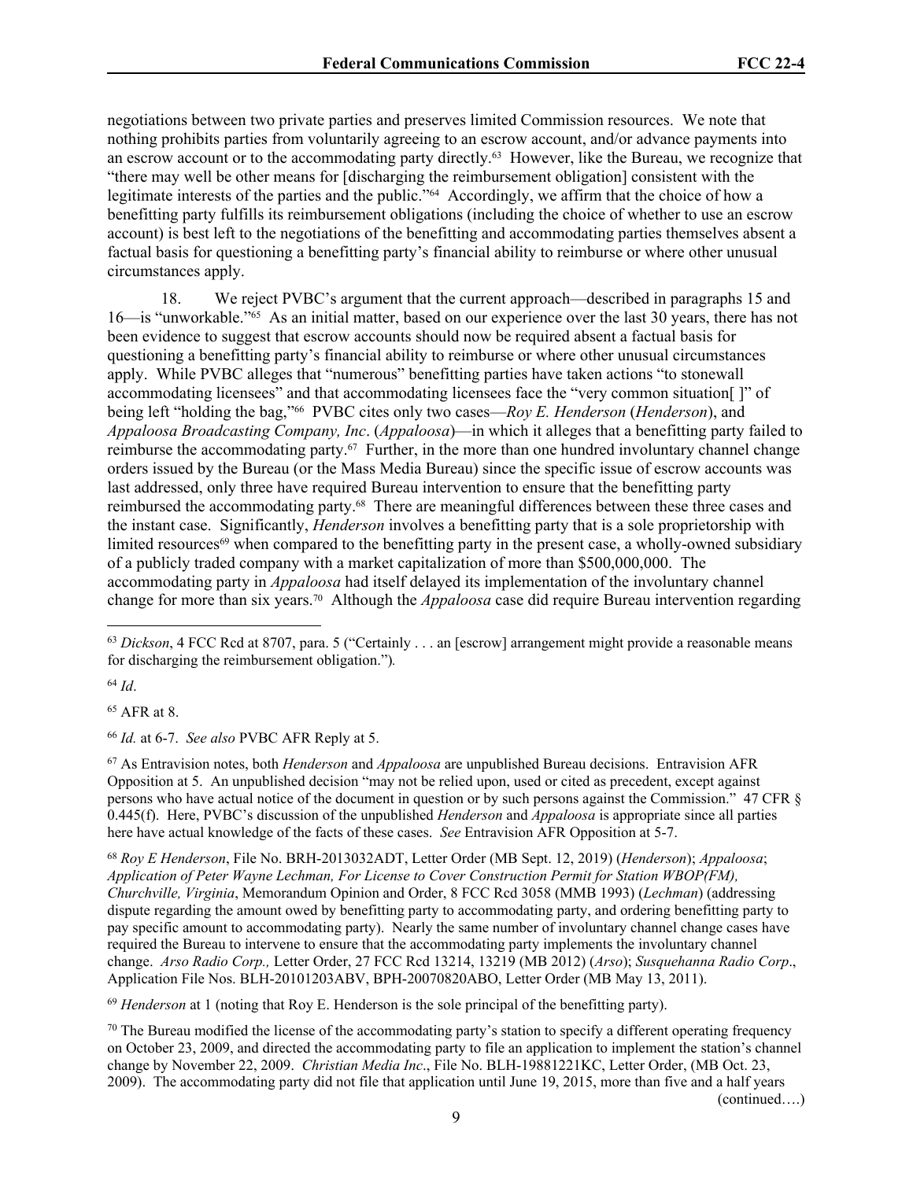negotiations between two private parties and preserves limited Commission resources. We note that nothing prohibits parties from voluntarily agreeing to an escrow account, and/or advance payments into an escrow account or to the accommodating party directly.[63] However, like the Bureau, we recognize that "there may well be other means for [discharging the reimbursement obligation] consistent with the legitimate interests of the parties and the public."[64] Accordingly, we affirm that the choice of how a benefitting party fulfills its reimbursement obligations (including the choice of whether to use an escrow account) is best left to the negotiations of the benefitting and accommodating parties themselves absent a factual basis for questioning a benefitting party's financial ability to reimburse or where other unusual circumstances apply.

18. We reject PVBC's argument that the current approach—described in paragraphs 15 and 16—is "unworkable."[65] As an initial matter, based on our experience over the last 30 years, there has not been evidence to suggest that escrow accounts should now be required absent a factual basis for questioning a benefitting party's financial ability to reimburse or where other unusual circumstances apply. While PVBC alleges that "numerous" benefitting parties have taken actions "to stonewall accommodating licensees" and that accommodating licensees face the "very common situation[ ]" of being left "holding the bag,"[66] PVBC cites only two cases—*Roy E. Henderson* (*Henderson*), and *Appaloosa Broadcasting Company, Inc*. (*Appaloosa*)—in which it alleges that a benefitting party failed to reimburse the accommodating party.[67] Further, in the more than one hundred involuntary channel change orders issued by the Bureau (or the Mass Media Bureau) since the specific issue of escrow accounts was last addressed, only three have required Bureau intervention to ensure that the benefitting party reimbursed the accommodating party.[68] There are meaningful differences between these three cases and the instant case. Significantly, *Henderson* involves a benefitting party that is a sole proprietorship with limited resources[69] when compared to the benefitting party in the present case, a wholly-owned subsidiary of a publicly traded company with a market capitalization of more than $500,000,000. The accommodating party in *Appaloosa* had itself delayed its implementation of the involuntary channel change for more than six years.[70] Although the *Appaloosa* case did require Bureau intervention regarding

[63] *Dickson*, 4 FCC Rcd at 8707, para. 5 ("Certainly . . . an [escrow] arrangement might provide a reasonable means for discharging the reimbursement obligation.").

[64] *Id*.

[65] AFR at 8.

[66] *Id.* at 6-7. *See also* PVBC AFR Reply at 5.

[67] As Entravision notes, both *Henderson* and *Appaloosa* are unpublished Bureau decisions. Entravision AFR Opposition at 5. An unpublished decision "may not be relied upon, used or cited as precedent, except against persons who have actual notice of the document in question or by such persons against the Commission." 47 CFR § 0.445(f). Here, PVBC's discussion of the unpublished *Henderson* and *Appaloosa* is appropriate since all parties here have actual knowledge of the facts of these cases. *See* Entravision AFR Opposition at 5-7.

[68] *Roy E Henderson*, File No. BRH-2013032ADT, Letter Order (MB Sept. 12, 2019) (*Henderson*); *Appaloosa*; *Application of Peter Wayne Lechman, For License to Cover Construction Permit for Station WBOP(FM), Churchville, Virginia*, Memorandum Opinion and Order, 8 FCC Rcd 3058 (MMB 1993) (*Lechman*) (addressing dispute regarding the amount owed by benefitting party to accommodating party, and ordering benefitting party to pay specific amount to accommodating party). Nearly the same number of involuntary channel change cases have required the Bureau to intervene to ensure that the accommodating party implements the involuntary channel change. *Arso Radio Corp.,* Letter Order, 27 FCC Rcd 13214, 13219 (MB 2012) (*Arso*); *Susquehanna Radio Corp*., Application File Nos. BLH-20101203ABV, BPH-20070820ABO, Letter Order (MB May 13, 2011).

[69] *Henderson* at 1 (noting that Roy E. Henderson is the sole principal of the benefitting party).

[70] The Bureau modified the license of the accommodating party's station to specify a different operating frequency on October 23, 2009, and directed the accommodating party to file an application to implement the station's channel change by November 22, 2009. *Christian Media Inc*., File No. BLH-19881221KC, Letter Order, (MB Oct. 23, 2009). The accommodating party did not file that application until June 19, 2015, more than five and a half years

(continued….)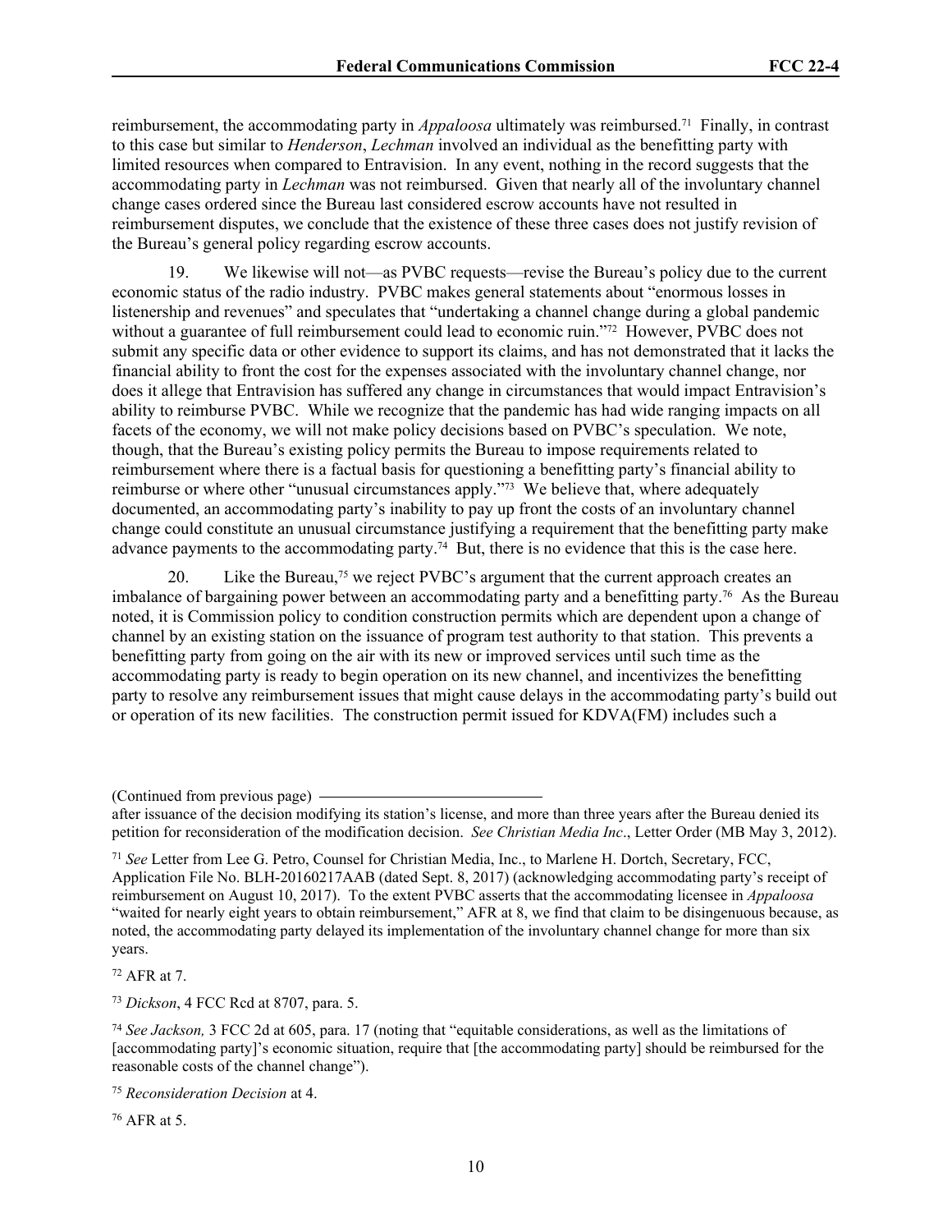reimbursement, the accommodating party in *Appaloosa* ultimately was reimbursed.[71] Finally, in contrast to this case but similar to *Henderson*, *Lechman* involved an individual as the benefitting party with limited resources when compared to Entravision. In any event, nothing in the record suggests that the accommodating party in *Lechman* was not reimbursed. Given that nearly all of the involuntary channel change cases ordered since the Bureau last considered escrow accounts have not resulted in reimbursement disputes, we conclude that the existence of these three cases does not justify revision of the Bureau's general policy regarding escrow accounts.

19. We likewise will not—as PVBC requests—revise the Bureau's policy due to the current economic status of the radio industry. PVBC makes general statements about "enormous losses in listenership and revenues" and speculates that "undertaking a channel change during a global pandemic without a guarantee of full reimbursement could lead to economic ruin."[72] However, PVBC does not submit any specific data or other evidence to support its claims, and has not demonstrated that it lacks the financial ability to front the cost for the expenses associated with the involuntary channel change, nor does it allege that Entravision has suffered any change in circumstances that would impact Entravision's ability to reimburse PVBC. While we recognize that the pandemic has had wide ranging impacts on all facets of the economy, we will not make policy decisions based on PVBC's speculation. We note, though, that the Bureau's existing policy permits the Bureau to impose requirements related to reimbursement where there is a factual basis for questioning a benefitting party's financial ability to reimburse or where other "unusual circumstances apply."[73] We believe that, where adequately documented, an accommodating party's inability to pay up front the costs of an involuntary channel change could constitute an unusual circumstance justifying a requirement that the benefitting party make advance payments to the accommodating party.[74] But, there is no evidence that this is the case here.

20. Like the Bureau,[75] we reject PVBC's argument that the current approach creates an imbalance of bargaining power between an accommodating party and a benefitting party.[76] As the Bureau noted, it is Commission policy to condition construction permits which are dependent upon a change of channel by an existing station on the issuance of program test authority to that station. This prevents a benefitting party from going on the air with its new or improved services until such time as the accommodating party is ready to begin operation on its new channel, and incentivizes the benefitting party to resolve any reimbursement issues that might cause delays in the accommodating party's build out or operation of its new facilities. The construction permit issued for KDVA(FM) includes such a

(Continued from previous page)

after issuance of the decision modifying its station's license, and more than three years after the Bureau denied its petition for reconsideration of the modification decision. *See Christian Media Inc*., Letter Order (MB May 3, 2012).

[71] *See* Letter from Lee G. Petro, Counsel for Christian Media, Inc., to Marlene H. Dortch, Secretary, FCC, Application File No. BLH-20160217AAB (dated Sept. 8, 2017) (acknowledging accommodating party's receipt of reimbursement on August 10, 2017). To the extent PVBC asserts that the accommodating licensee in *Appaloosa* "waited for nearly eight years to obtain reimbursement," AFR at 8, we find that claim to be disingenuous because, as noted, the accommodating party delayed its implementation of the involuntary channel change for more than six years.

[72] AFR at 7.

[73] *Dickson*, 4 FCC Rcd at 8707, para. 5.

[74] *See Jackson,* 3 FCC 2d at 605, para. 17 (noting that "equitable considerations, as well as the limitations of [accommodating party]'s economic situation, require that [the accommodating party] should be reimbursed for the reasonable costs of the channel change").

[75] *Reconsideration Decision* at 4.

[76] AFR at 5.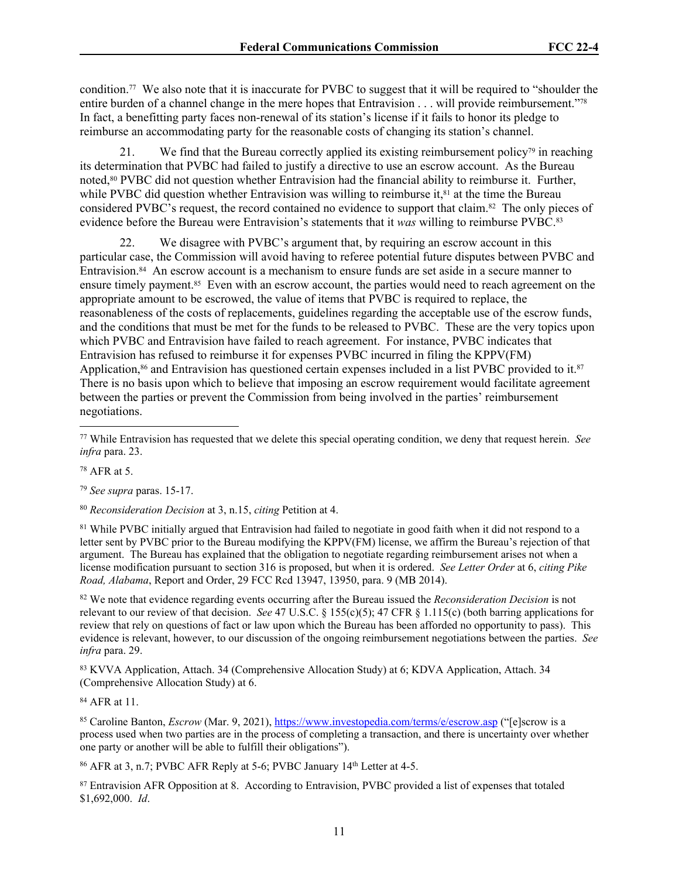condition.[77] We also note that it is inaccurate for PVBC to suggest that it will be required to "shoulder the entire burden of a channel change in the mere hopes that Entravision . . . will provide reimbursement."[78] In fact, a benefitting party faces non-renewal of its station's license if it fails to honor its pledge to reimburse an accommodating party for the reasonable costs of changing its station's channel.

21. We find that the Bureau correctly applied its existing reimbursement policy[79] in reaching its determination that PVBC had failed to justify a directive to use an escrow account. As the Bureau noted,[80] PVBC did not question whether Entravision had the financial ability to reimburse it. Further, while PVBC did question whether Entravision was willing to reimburse it,[81] at the time the Bureau considered PVBC's request, the record contained no evidence to support that claim.[82] The only pieces of evidence before the Bureau were Entravision's statements that it *was* willing to reimburse PVBC.[83]

22. We disagree with PVBC's argument that, by requiring an escrow account in this particular case, the Commission will avoid having to referee potential future disputes between PVBC and Entravision.[84] An escrow account is a mechanism to ensure funds are set aside in a secure manner to ensure timely payment.[85] Even with an escrow account, the parties would need to reach agreement on the appropriate amount to be escrowed, the value of items that PVBC is required to replace, the reasonableness of the costs of replacements, guidelines regarding the acceptable use of the escrow funds, and the conditions that must be met for the funds to be released to PVBC. These are the very topics upon which PVBC and Entravision have failed to reach agreement. For instance, PVBC indicates that Entravision has refused to reimburse it for expenses PVBC incurred in filing the KPPV(FM) Application,[86] and Entravision has questioned certain expenses included in a list PVBC provided to it.[87] There is no basis upon which to believe that imposing an escrow requirement would facilitate agreement between the parties or prevent the Commission from being involved in the parties' reimbursement negotiations.

---

[77] While Entravision has requested that we delete this special operating condition, we deny that request herein. *See infra* para. 23.

[78] AFR at 5.

[79] *See supra* paras. 15-17.

[80] *Reconsideration Decision* at 3, n.15, *citing* Petition at 4.

[81] While PVBC initially argued that Entravision had failed to negotiate in good faith when it did not respond to a letter sent by PVBC prior to the Bureau modifying the KPPV(FM) license, we affirm the Bureau's rejection of that argument. The Bureau has explained that the obligation to negotiate regarding reimbursement arises not when a license modification pursuant to section 316 is proposed, but when it is ordered. *See Letter Order* at 6, *citing Pike Road, Alabama*, Report and Order, 29 FCC Rcd 13947, 13950, para. 9 (MB 2014).

[82] We note that evidence regarding events occurring after the Bureau issued the *Reconsideration Decision* is not relevant to our review of that decision. *See* 47 U.S.C. § 155(c)(5); 47 CFR § 1.115(c) (both barring applications for review that rely on questions of fact or law upon which the Bureau has been afforded no opportunity to pass). This evidence is relevant, however, to our discussion of the ongoing reimbursement negotiations between the parties. *See infra* para. 29.

[83] KVVA Application, Attach. 34 (Comprehensive Allocation Study) at 6; KDVA Application, Attach. 34 (Comprehensive Allocation Study) at 6.

[84] AFR at 11.

[85] Caroline Banton, *Escrow* (Mar. 9, 2021), https://www.investopedia.com/terms/e/escrow.asp ("[e]scrow is a process used when two parties are in the process of completing a transaction, and there is uncertainty over whether one party or another will be able to fulfill their obligations").

[86] AFR at 3, n.7; PVBC AFR Reply at 5-6; PVBC January 14th Letter at 4-5.

[87] Entravision AFR Opposition at 8. According to Entravision, PVBC provided a list of expenses that totaled $1,692,000. *Id.*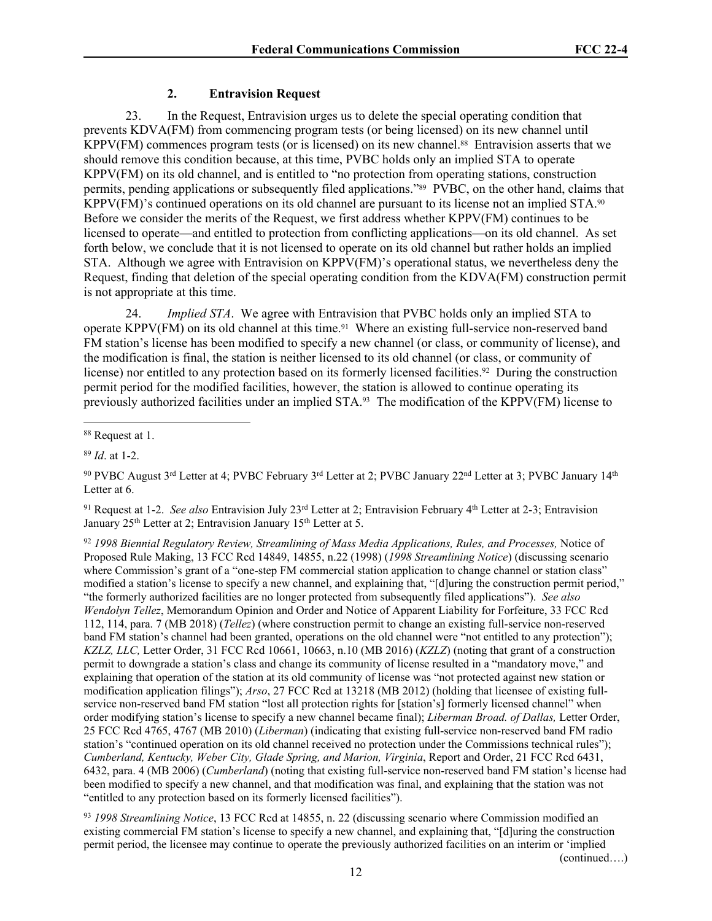### 2. Entravision Request

23. In the Request, Entravision urges us to delete the special operating condition that prevents KDVA(FM) from commencing program tests (or being licensed) on its new channel until KPPV(FM) commences program tests (or is licensed) on its new channel.[88] Entravision asserts that we should remove this condition because, at this time, PVBC holds only an implied STA to operate KPPV(FM) on its old channel, and is entitled to "no protection from operating stations, construction permits, pending applications or subsequently filed applications."[89] PVBC, on the other hand, claims that KPPV(FM)'s continued operations on its old channel are pursuant to its license not an implied STA.[90] Before we consider the merits of the Request, we first address whether KPPV(FM) continues to be licensed to operate—and entitled to protection from conflicting applications—on its old channel. As set forth below, we conclude that it is not licensed to operate on its old channel but rather holds an implied STA. Although we agree with Entravision on KPPV(FM)'s operational status, we nevertheless deny the Request, finding that deletion of the special operating condition from the KDVA(FM) construction permit is not appropriate at this time.

24. *Implied STA*. We agree with Entravision that PVBC holds only an implied STA to operate KPPV(FM) on its old channel at this time.[91] Where an existing full-service non-reserved band FM station's license has been modified to specify a new channel (or class, or community of license), and the modification is final, the station is neither licensed to its old channel (or class, or community of license) nor entitled to any protection based on its formerly licensed facilities.[92] During the construction permit period for the modified facilities, however, the station is allowed to continue operating its previously authorized facilities under an implied STA.[93] The modification of the KPPV(FM) license to

---

[88] Request at 1.

[89] *Id*. at 1-2.

[90] PVBC August 3rd Letter at 4; PVBC February 3rd Letter at 2; PVBC January 22nd Letter at 3; PVBC January 14th Letter at 6.

[91] Request at 1-2. *See also* Entravision July 23rd Letter at 2; Entravision February 4th Letter at 2-3; Entravision January 25th Letter at 2; Entravision January 15th Letter at 5.

[92] *1998 Biennial Regulatory Review, Streamlining of Mass Media Applications, Rules, and Processes,* Notice of Proposed Rule Making, 13 FCC Rcd 14849, 14855, n.22 (1998) (*1998 Streamlining Notice*) (discussing scenario where Commission's grant of a "one-step FM commercial station application to change channel or station class" modified a station's license to specify a new channel, and explaining that, "[d]uring the construction permit period," "the formerly authorized facilities are no longer protected from subsequently filed applications"). *See also Wendolyn Tellez*, Memorandum Opinion and Order and Notice of Apparent Liability for Forfeiture, 33 FCC Rcd 112, 114, para. 7 (MB 2018) (*Tellez*) (where construction permit to change an existing full-service non-reserved band FM station's channel had been granted, operations on the old channel were "not entitled to any protection"); *KZLZ, LLC,* Letter Order, 31 FCC Rcd 10661, 10663, n.10 (MB 2016) (*KZLZ*) (noting that grant of a construction permit to downgrade a station's class and change its community of license resulted in a "mandatory move," and explaining that operation of the station at its old community of license was "not protected against new station or modification application filings"); *Arso*, 27 FCC Rcd at 13218 (MB 2012) (holding that licensee of existing full-service non-reserved band FM station "lost all protection rights for [station's] formerly licensed channel" when order modifying station's license to specify a new channel became final); *Liberman Broad. of Dallas,* Letter Order, 25 FCC Rcd 4765, 4767 (MB 2010) (*Liberman*) (indicating that existing full-service non-reserved band FM radio station's "continued operation on its old channel received no protection under the Commissions technical rules"); *Cumberland, Kentucky, Weber City, Glade Spring, and Marion, Virginia*, Report and Order, 21 FCC Rcd 6431, 6432, para. 4 (MB 2006) (*Cumberland*) (noting that existing full-service non-reserved band FM station's license had been modified to specify a new channel, and that modification was final, and explaining that the station was not "entitled to any protection based on its formerly licensed facilities").

[93] *1998 Streamlining Notice*, 13 FCC Rcd at 14855, n. 22 (discussing scenario where Commission modified an existing commercial FM station's license to specify a new channel, and explaining that, "[d]uring the construction permit period, the licensee may continue to operate the previously authorized facilities on an interim or 'implied

(continued….)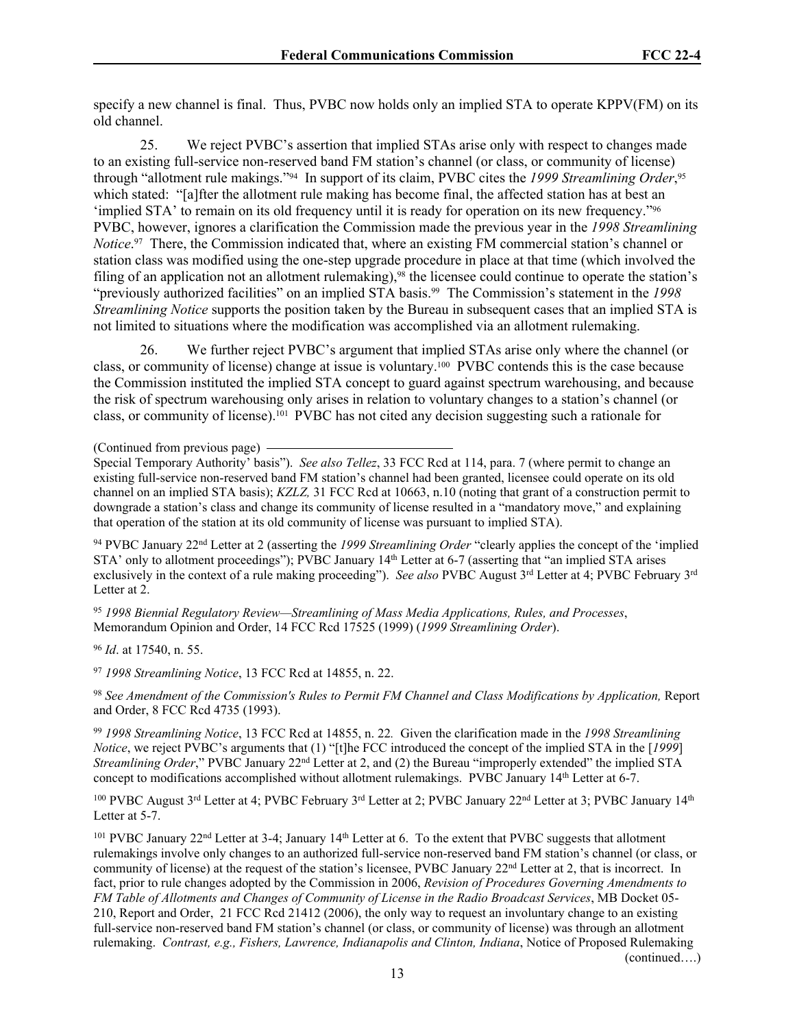specify a new channel is final. Thus, PVBC now holds only an implied STA to operate KPPV(FM) on its old channel.

25. We reject PVBC's assertion that implied STAs arise only with respect to changes made to an existing full-service non-reserved band FM station's channel (or class, or community of license) through "allotment rule makings."[94] In support of its claim, PVBC cites the *1999 Streamlining Order*,[95] which stated: "[a]fter the allotment rule making has become final, the affected station has at best an 'implied STA' to remain on its old frequency until it is ready for operation on its new frequency."[96] PVBC, however, ignores a clarification the Commission made the previous year in the *1998 Streamlining Notice*.[97] There, the Commission indicated that, where an existing FM commercial station's channel or station class was modified using the one-step upgrade procedure in place at that time (which involved the filing of an application not an allotment rulemaking),[98] the licensee could continue to operate the station's "previously authorized facilities" on an implied STA basis.[99] The Commission's statement in the *1998 Streamlining Notice* supports the position taken by the Bureau in subsequent cases that an implied STA is not limited to situations where the modification was accomplished via an allotment rulemaking.

26. We further reject PVBC's argument that implied STAs arise only where the channel (or class, or community of license) change at issue is voluntary.[100] PVBC contends this is the case because the Commission instituted the implied STA concept to guard against spectrum warehousing, and because the risk of spectrum warehousing only arises in relation to voluntary changes to a station's channel (or class, or community of license).[101] PVBC has not cited any decision suggesting such a rationale for

(Continued from previous page)

Special Temporary Authority' basis"). *See also Tellez*, 33 FCC Rcd at 114, para. 7 (where permit to change an existing full-service non-reserved band FM station's channel had been granted, licensee could operate on its old channel on an implied STA basis); *KZLZ,* 31 FCC Rcd at 10663, n.10 (noting that grant of a construction permit to downgrade a station's class and change its community of license resulted in a "mandatory move," and explaining that operation of the station at its old community of license was pursuant to implied STA).

[94] PVBC January 22nd Letter at 2 (asserting the *1999 Streamlining Order* "clearly applies the concept of the 'implied STA' only to allotment proceedings"); PVBC January 14th Letter at 6-7 (asserting that "an implied STA arises exclusively in the context of a rule making proceeding"). *See also* PVBC August 3rd Letter at 4; PVBC February 3rd Letter at 2.

[95] *1998 Biennial Regulatory Review—Streamlining of Mass Media Applications, Rules, and Processes*, Memorandum Opinion and Order, 14 FCC Rcd 17525 (1999) (*1999 Streamlining Order*).

[96] *Id*. at 17540, n. 55.

[97] *1998 Streamlining Notice*, 13 FCC Rcd at 14855, n. 22.

[98] *See Amendment of the Commission's Rules to Permit FM Channel and Class Modifications by Application,* Report and Order, 8 FCC Rcd 4735 (1993).

[99] *1998 Streamlining Notice*, 13 FCC Rcd at 14855, n. 22*.* Given the clarification made in the *1998 Streamlining Notice*, we reject PVBC's arguments that (1) "[t]he FCC introduced the concept of the implied STA in the [*1999*] *Streamlining Order*," PVBC January 22nd Letter at 2, and (2) the Bureau "improperly extended" the implied STA concept to modifications accomplished without allotment rulemakings. PVBC January 14th Letter at 6-7.

[100] PVBC August 3rd Letter at 4; PVBC February 3rd Letter at 2; PVBC January 22nd Letter at 3; PVBC January 14th Letter at 5-7.

[101] PVBC January 22nd Letter at 3-4; January 14th Letter at 6. To the extent that PVBC suggests that allotment rulemakings involve only changes to an authorized full-service non-reserved band FM station's channel (or class, or community of license) at the request of the station's licensee, PVBC January 22nd Letter at 2, that is incorrect. In fact, prior to rule changes adopted by the Commission in 2006, *Revision of Procedures Governing Amendments to FM Table of Allotments and Changes of Community of License in the Radio Broadcast Services*, MB Docket 05-210, Report and Order, 21 FCC Rcd 21412 (2006), the only way to request an involuntary change to an existing full-service non-reserved band FM station's channel (or class, or community of license) was through an allotment rulemaking. *Contrast, e.g., Fishers, Lawrence, Indianapolis and Clinton, Indiana*, Notice of Proposed Rulemaking

(continued….)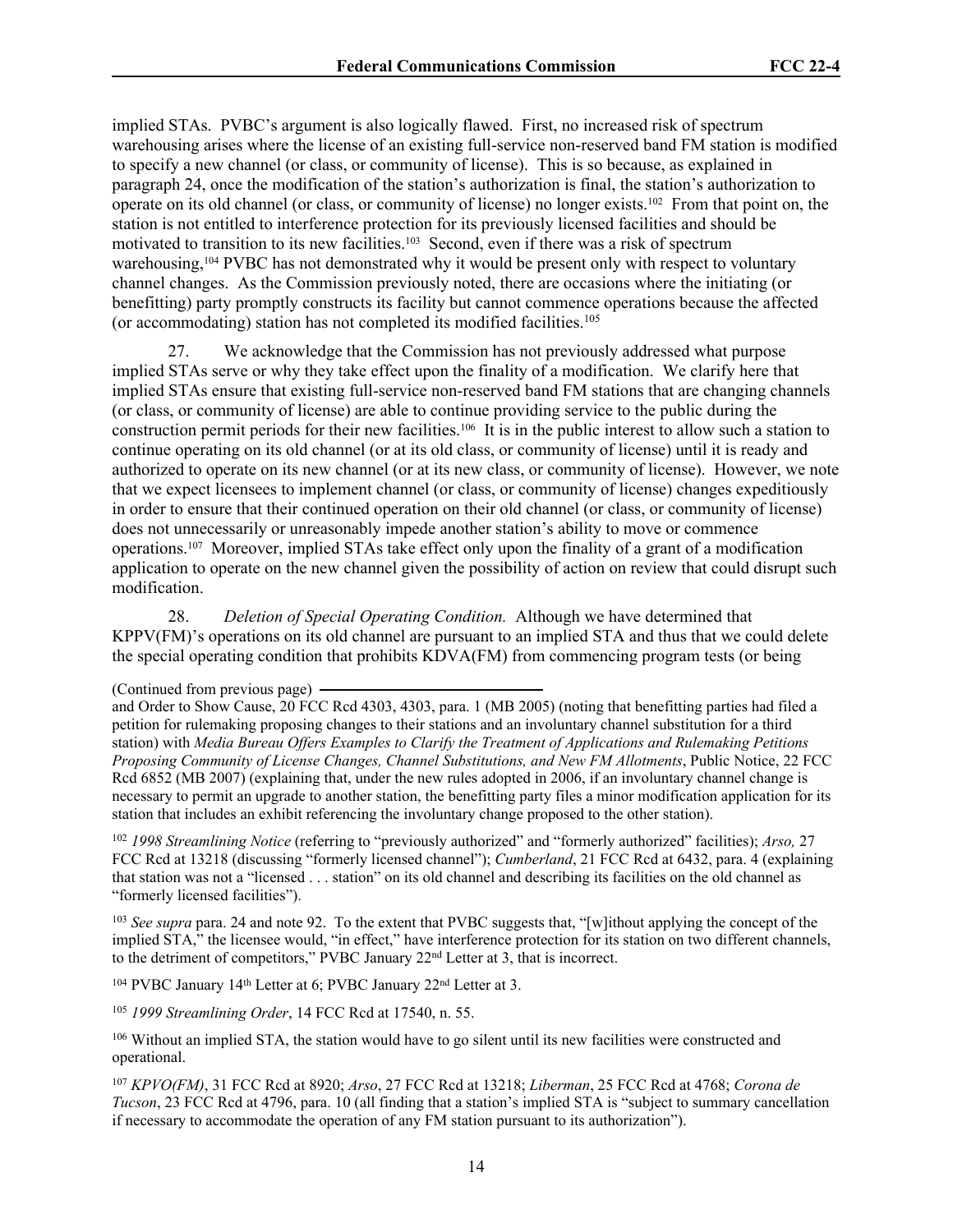implied STAs. PVBC's argument is also logically flawed. First, no increased risk of spectrum warehousing arises where the license of an existing full-service non-reserved band FM station is modified to specify a new channel (or class, or community of license). This is so because, as explained in paragraph 24, once the modification of the station's authorization is final, the station's authorization to operate on its old channel (or class, or community of license) no longer exists.[102] From that point on, the station is not entitled to interference protection for its previously licensed facilities and should be motivated to transition to its new facilities.[103] Second, even if there was a risk of spectrum warehousing,[104] PVBC has not demonstrated why it would be present only with respect to voluntary channel changes. As the Commission previously noted, there are occasions where the initiating (or benefitting) party promptly constructs its facility but cannot commence operations because the affected (or accommodating) station has not completed its modified facilities.[105]

27. We acknowledge that the Commission has not previously addressed what purpose implied STAs serve or why they take effect upon the finality of a modification. We clarify here that implied STAs ensure that existing full-service non-reserved band FM stations that are changing channels (or class, or community of license) are able to continue providing service to the public during the construction permit periods for their new facilities.[106] It is in the public interest to allow such a station to continue operating on its old channel (or at its old class, or community of license) until it is ready and authorized to operate on its new channel (or at its new class, or community of license). However, we note that we expect licensees to implement channel (or class, or community of license) changes expeditiously in order to ensure that their continued operation on their old channel (or class, or community of license) does not unnecessarily or unreasonably impede another station's ability to move or commence operations.[107] Moreover, implied STAs take effect only upon the finality of a grant of a modification application to operate on the new channel given the possibility of action on review that could disrupt such modification.

28. *Deletion of Special Operating Condition.* Although we have determined that KPPV(FM)'s operations on its old channel are pursuant to an implied STA and thus that we could delete the special operating condition that prohibits KDVA(FM) from commencing program tests (or being

(Continued from previous page)

and Order to Show Cause, 20 FCC Rcd 4303, 4303, para. 1 (MB 2005) (noting that benefitting parties had filed a petition for rulemaking proposing changes to their stations and an involuntary channel substitution for a third station) with *Media Bureau Offers Examples to Clarify the Treatment of Applications and Rulemaking Petitions Proposing Community of License Changes, Channel Substitutions, and New FM Allotments*, Public Notice, 22 FCC Rcd 6852 (MB 2007) (explaining that, under the new rules adopted in 2006, if an involuntary channel change is necessary to permit an upgrade to another station, the benefitting party files a minor modification application for its station that includes an exhibit referencing the involuntary change proposed to the other station).

[102] *1998 Streamlining Notice* (referring to "previously authorized" and "formerly authorized" facilities); *Arso,* 27 FCC Rcd at 13218 (discussing "formerly licensed channel"); *Cumberland*, 21 FCC Rcd at 6432, para. 4 (explaining that station was not a "licensed . . . station" on its old channel and describing its facilities on the old channel as "formerly licensed facilities").

[103] *See supra* para. 24 and note 92. To the extent that PVBC suggests that, "[w]ithout applying the concept of the implied STA," the licensee would, "in effect," have interference protection for its station on two different channels, to the detriment of competitors," PVBC January 22nd Letter at 3, that is incorrect.

[104] PVBC January 14th Letter at 6; PVBC January 22nd Letter at 3.

[105] *1999 Streamlining Order*, 14 FCC Rcd at 17540, n. 55.

[106] Without an implied STA, the station would have to go silent until its new facilities were constructed and operational.

[107] *KPVO(FM)*, 31 FCC Rcd at 8920; *Arso*, 27 FCC Rcd at 13218; *Liberman*, 25 FCC Rcd at 4768; *Corona de Tucson*, 23 FCC Rcd at 4796, para. 10 (all finding that a station's implied STA is "subject to summary cancellation if necessary to accommodate the operation of any FM station pursuant to its authorization").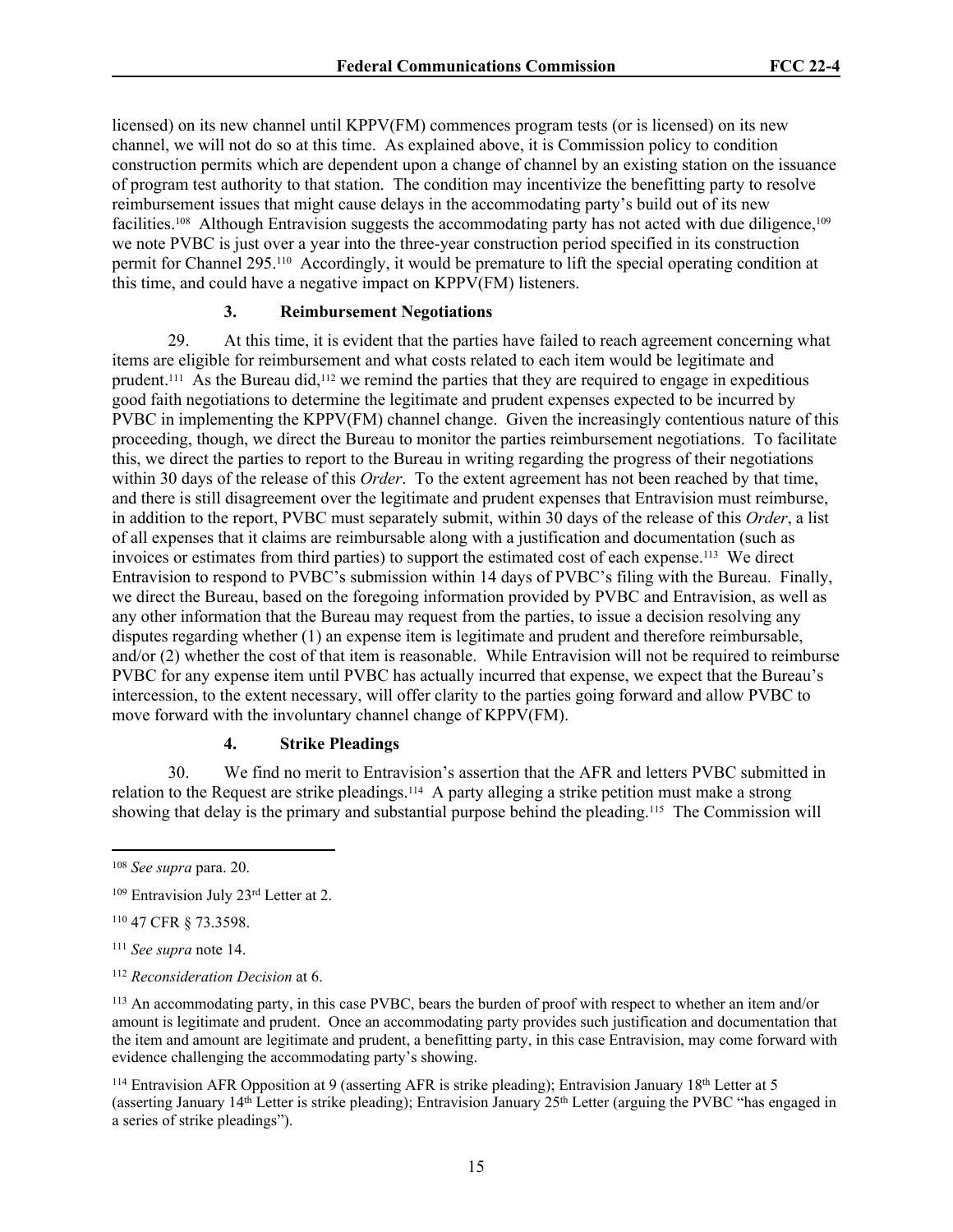licensed) on its new channel until KPPV(FM) commences program tests (or is licensed) on its new channel, we will not do so at this time. As explained above, it is Commission policy to condition construction permits which are dependent upon a change of channel by an existing station on the issuance of program test authority to that station. The condition may incentivize the benefitting party to resolve reimbursement issues that might cause delays in the accommodating party's build out of its new facilities.[108] Although Entravision suggests the accommodating party has not acted with due diligence,[109] we note PVBC is just over a year into the three-year construction period specified in its construction permit for Channel 295.[110] Accordingly, it would be premature to lift the special operating condition at this time, and could have a negative impact on KPPV(FM) listeners.

### 3. Reimbursement Negotiations

29. At this time, it is evident that the parties have failed to reach agreement concerning what items are eligible for reimbursement and what costs related to each item would be legitimate and prudent.[111] As the Bureau did,[112] we remind the parties that they are required to engage in expeditious good faith negotiations to determine the legitimate and prudent expenses expected to be incurred by PVBC in implementing the KPPV(FM) channel change. Given the increasingly contentious nature of this proceeding, though, we direct the Bureau to monitor the parties reimbursement negotiations. To facilitate this, we direct the parties to report to the Bureau in writing regarding the progress of their negotiations within 30 days of the release of this *Order*. To the extent agreement has not been reached by that time, and there is still disagreement over the legitimate and prudent expenses that Entravision must reimburse, in addition to the report, PVBC must separately submit, within 30 days of the release of this *Order*, a list of all expenses that it claims are reimbursable along with a justification and documentation (such as invoices or estimates from third parties) to support the estimated cost of each expense.[113] We direct Entravision to respond to PVBC's submission within 14 days of PVBC's filing with the Bureau. Finally, we direct the Bureau, based on the foregoing information provided by PVBC and Entravision, as well as any other information that the Bureau may request from the parties, to issue a decision resolving any disputes regarding whether (1) an expense item is legitimate and prudent and therefore reimbursable, and/or (2) whether the cost of that item is reasonable. While Entravision will not be required to reimburse PVBC for any expense item until PVBC has actually incurred that expense, we expect that the Bureau's intercession, to the extent necessary, will offer clarity to the parties going forward and allow PVBC to move forward with the involuntary channel change of KPPV(FM).

### 4. Strike Pleadings

30. We find no merit to Entravision's assertion that the AFR and letters PVBC submitted in relation to the Request are strike pleadings.[114] A party alleging a strike petition must make a strong showing that delay is the primary and substantial purpose behind the pleading.[115] The Commission will

---

[108] *See supra* para. 20.

[109] Entravision July 23rd Letter at 2.

[110] 47 CFR § 73.3598.

[111] *See supra* note 14.

[112] *Reconsideration Decision* at 6.

[113] An accommodating party, in this case PVBC, bears the burden of proof with respect to whether an item and/or amount is legitimate and prudent. Once an accommodating party provides such justification and documentation that the item and amount are legitimate and prudent, a benefitting party, in this case Entravision, may come forward with evidence challenging the accommodating party's showing.

[114] Entravision AFR Opposition at 9 (asserting AFR is strike pleading); Entravision January 18th Letter at 5 (asserting January 14th Letter is strike pleading); Entravision January 25th Letter (arguing the PVBC "has engaged in a series of strike pleadings").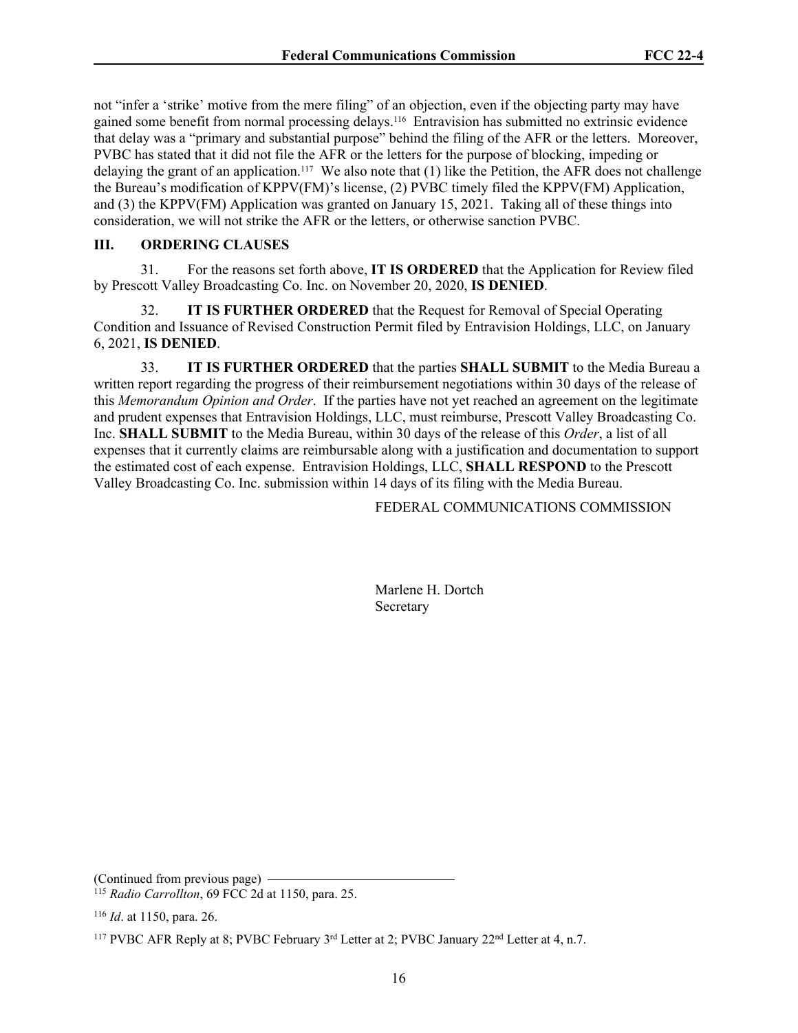not "infer a 'strike' motive from the mere filing" of an objection, even if the objecting party may have gained some benefit from normal processing delays.[116] Entravision has submitted no extrinsic evidence that delay was a "primary and substantial purpose" behind the filing of the AFR or the letters. Moreover, PVBC has stated that it did not file the AFR or the letters for the purpose of blocking, impeding or delaying the grant of an application.[117] We also note that (1) like the Petition, the AFR does not challenge the Bureau's modification of KPPV(FM)'s license, (2) PVBC timely filed the KPPV(FM) Application, and (3) the KPPV(FM) Application was granted on January 15, 2021. Taking all of these things into consideration, we will not strike the AFR or the letters, or otherwise sanction PVBC.

## III. ORDERING CLAUSES

31. For the reasons set forth above, **IT IS ORDERED** that the Application for Review filed by Prescott Valley Broadcasting Co. Inc. on November 20, 2020, **IS DENIED**.

32. **IT IS FURTHER ORDERED** that the Request for Removal of Special Operating Condition and Issuance of Revised Construction Permit filed by Entravision Holdings, LLC, on January 6, 2021, **IS DENIED**.

33. **IT IS FURTHER ORDERED** that the parties **SHALL SUBMIT** to the Media Bureau a written report regarding the progress of their reimbursement negotiations within 30 days of the release of this *Memorandum Opinion and Order*. If the parties have not yet reached an agreement on the legitimate and prudent expenses that Entravision Holdings, LLC, must reimburse, Prescott Valley Broadcasting Co. Inc. **SHALL SUBMIT** to the Media Bureau, within 30 days of the release of this *Order*, a list of all expenses that it currently claims are reimbursable along with a justification and documentation to support the estimated cost of each expense. Entravision Holdings, LLC, **SHALL RESPOND** to the Prescott Valley Broadcasting Co. Inc. submission within 14 days of its filing with the Media Bureau.

FEDERAL COMMUNICATIONS COMMISSION

Marlene H. Dortch
Secretary

(Continued from previous page)

[115] *Radio Carrollton*, 69 FCC 2d at 1150, para. 25.

[116] *Id*. at 1150, para. 26.

[117] PVBC AFR Reply at 8; PVBC February 3rd Letter at 2; PVBC January 22nd Letter at 4, n.7.